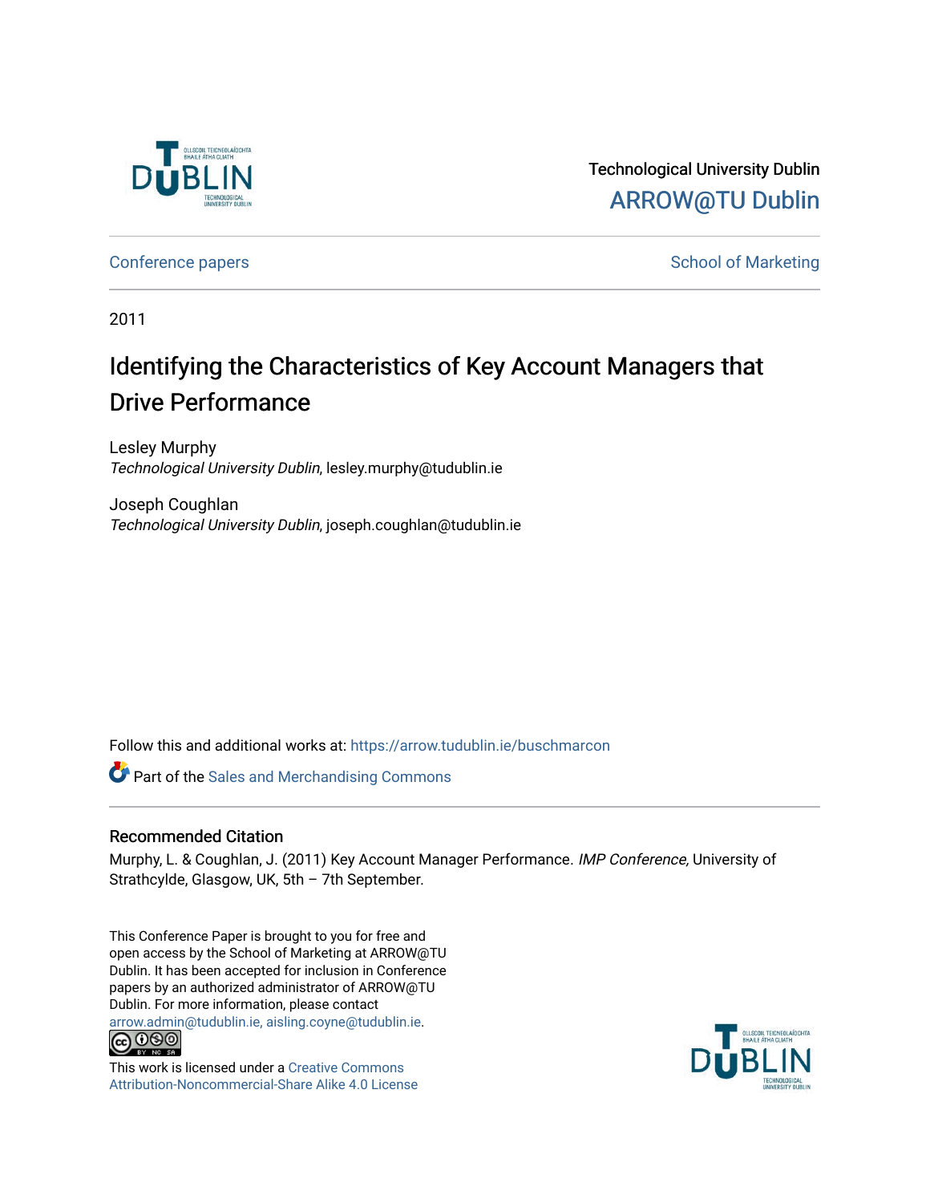Technological University Dublin

ARROW@TU Dublin

Conference papers

School of Marketing

2011

# Identifying the Characteristics of Key Account Managers that Drive Performance

Lesley Murphy
*Technological University Dublin*, lesley.murphy@tudublin.ie

Joseph Coughlan
*Technological University Dublin*, joseph.coughlan@tudublin.ie

Follow this and additional works at: https://arrow.tudublin.ie/buschmarcon

Part of the Sales and Merchandising Commons

## Recommended Citation

Murphy, L. & Coughlan, J. (2011) Key Account Manager Performance. *IMP Conference,* University of Strathcylde, Glasgow, UK, 5th – 7th September.

This Conference Paper is brought to you for free and open access by the School of Marketing at ARROW@TU Dublin. It has been accepted for inclusion in Conference papers by an authorized administrator of ARROW@TU Dublin. For more information, please contact arrow.admin@tudublin.ie, aisling.coyne@tudublin.ie.

This work is licensed under a Creative Commons Attribution-Noncommercial-Share Alike 4.0 License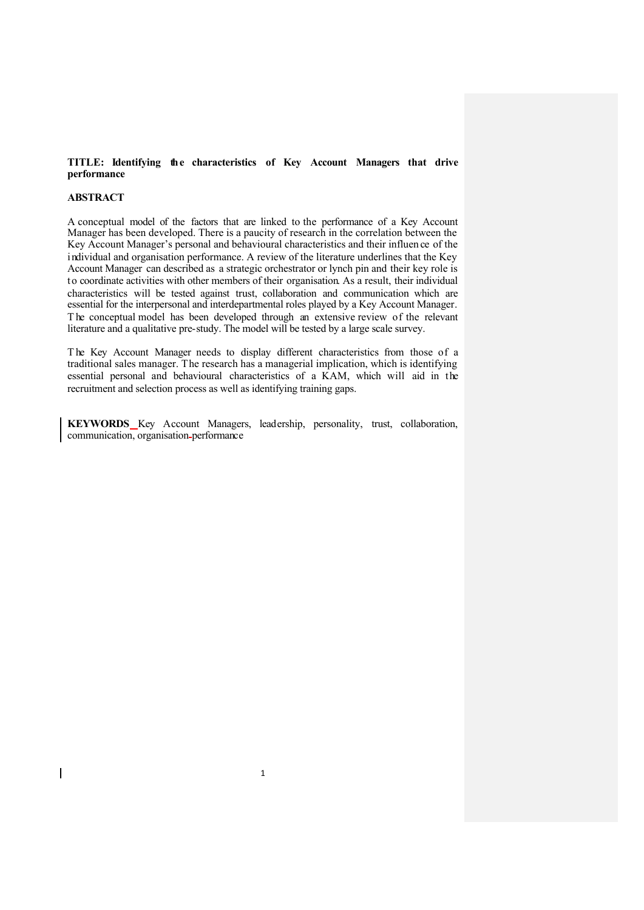**TITLE: Identifying the characteristics of Key Account Managers that drive performance**

**ABSTRACT**

A conceptual model of the factors that are linked to the performance of a Key Account Manager has been developed. There is a paucity of research in the correlation between the Key Account Manager's personal and behavioural characteristics and their influence of the individual and organisation performance. A review of the literature underlines that the Key Account Manager can described as a strategic orchestrator or lynch pin and their key role is to coordinate activities with other members of their organisation. As a result, their individual characteristics will be tested against trust, collaboration and communication which are essential for the interpersonal and interdepartmental roles played by a Key Account Manager. The conceptual model has been developed through an extensive review of the relevant literature and a qualitative pre-study. The model will be tested by a large scale survey.

The Key Account Manager needs to display different characteristics from those of a traditional sales manager. The research has a managerial implication, which is identifying essential personal and behavioural characteristics of a KAM, which will aid in the recruitment and selection process as well as identifying training gaps.

**KEYWORDS** Key Account Managers, leadership, personality, trust, collaboration, communication, organisation performance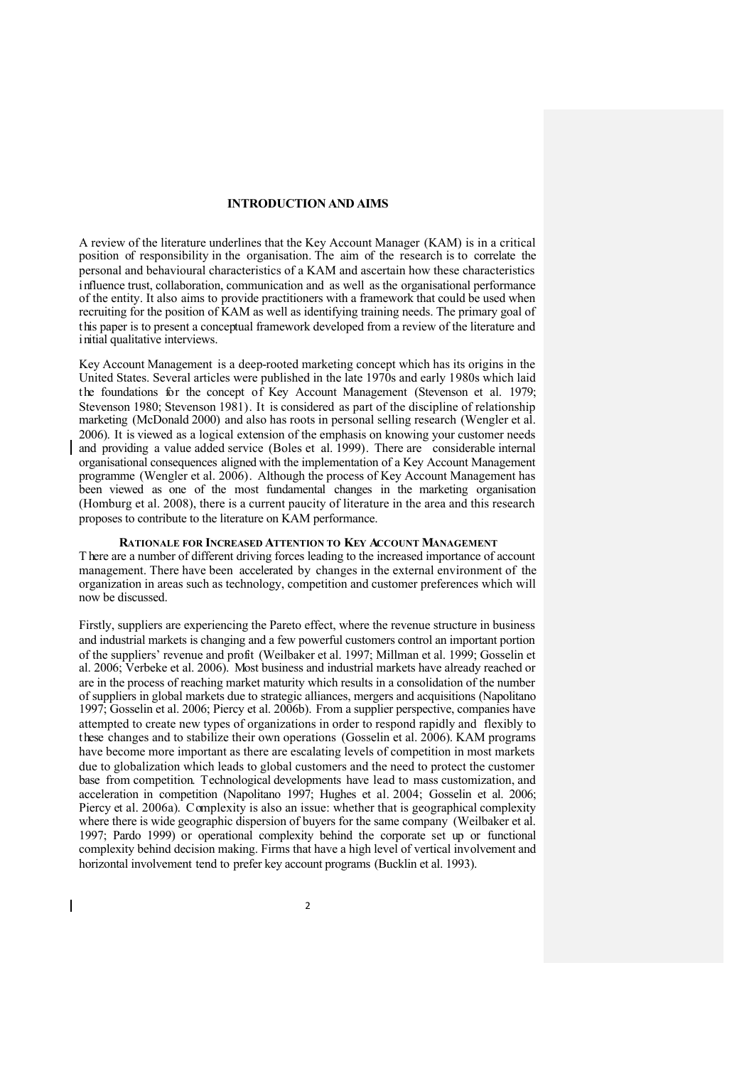# INTRODUCTION AND AIMS

A review of the literature underlines that the Key Account Manager (KAM) is in a critical position of responsibility in the organisation. The aim of the research is to correlate the personal and behavioural characteristics of a KAM and ascertain how these characteristics influence trust, collaboration, communication and as well as the organisational performance of the entity. It also aims to provide practitioners with a framework that could be used when recruiting for the position of KAM as well as identifying training needs. The primary goal of this paper is to present a conceptual framework developed from a review of the literature and initial qualitative interviews.

Key Account Management is a deep-rooted marketing concept which has its origins in the United States. Several articles were published in the late 1970s and early 1980s which laid the foundations for the concept of Key Account Management (Stevenson et al. 1979; Stevenson 1980; Stevenson 1981). It is considered as part of the discipline of relationship marketing (McDonald 2000) and also has roots in personal selling research (Wengler et al. 2006). It is viewed as a logical extension of the emphasis on knowing your customer needs and providing a value added service (Boles et al. 1999). There are considerable internal organisational consequences aligned with the implementation of a Key Account Management programme (Wengler et al. 2006). Although the process of Key Account Management has been viewed as one of the most fundamental changes in the marketing organisation (Homburg et al. 2008), there is a current paucity of literature in the area and this research proposes to contribute to the literature on KAM performance.

## Rationale for Increased Attention to Key Account Management

There are a number of different driving forces leading to the increased importance of account management. There have been accelerated by changes in the external environment of the organization in areas such as technology, competition and customer preferences which will now be discussed.

Firstly, suppliers are experiencing the Pareto effect, where the revenue structure in business and industrial markets is changing and a few powerful customers control an important portion of the suppliers' revenue and profit (Weilbaker et al. 1997; Millman et al. 1999; Gosselin et al. 2006; Verbeke et al. 2006). Most business and industrial markets have already reached or are in the process of reaching market maturity which results in a consolidation of the number of suppliers in global markets due to strategic alliances, mergers and acquisitions (Napolitano 1997; Gosselin et al. 2006; Piercy et al. 2006b). From a supplier perspective, companies have attempted to create new types of organizations in order to respond rapidly and flexibly to these changes and to stabilize their own operations (Gosselin et al. 2006). KAM programs have become more important as there are escalating levels of competition in most markets due to globalization which leads to global customers and the need to protect the customer base from competition. Technological developments have lead to mass customization, and acceleration in competition (Napolitano 1997; Hughes et al. 2004; Gosselin et al. 2006; Piercy et al. 2006a). Complexity is also an issue: whether that is geographical complexity where there is wide geographic dispersion of buyers for the same company (Weilbaker et al. 1997; Pardo 1999) or operational complexity behind the corporate set up or functional complexity behind decision making. Firms that have a high level of vertical involvement and horizontal involvement tend to prefer key account programs (Bucklin et al. 1993).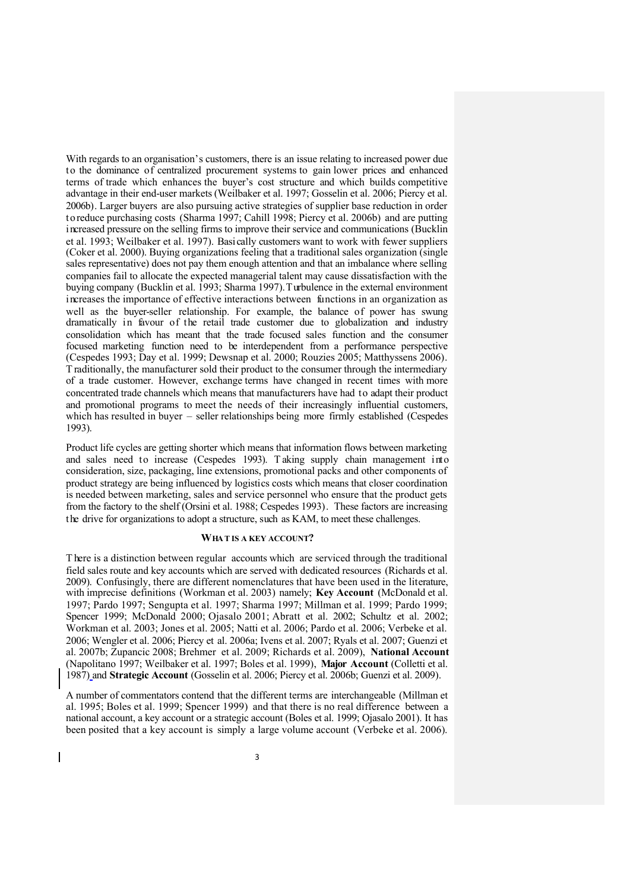With regards to an organisation's customers, there is an issue relating to increased power due to the dominance of centralized procurement systems to gain lower prices and enhanced terms of trade which enhances the buyer's cost structure and which builds competitive advantage in their end-user markets (Weilbaker et al. 1997; Gosselin et al. 2006; Piercy et al. 2006b). Larger buyers are also pursuing active strategies of supplier base reduction in order to reduce purchasing costs (Sharma 1997; Cahill 1998; Piercy et al. 2006b) and are putting increased pressure on the selling firms to improve their service and communications (Bucklin et al. 1993; Weilbaker et al. 1997). Basically customers want to work with fewer suppliers (Coker et al. 2000). Buying organizations feeling that a traditional sales organization (single sales representative) does not pay them enough attention and that an imbalance where selling companies fail to allocate the expected managerial talent may cause dissatisfaction with the buying company (Bucklin et al. 1993; Sharma 1997). Turbulence in the external environment increases the importance of effective interactions between functions in an organization as well as the buyer-seller relationship. For example, the balance of power has swung dramatically in favour of the retail trade customer due to globalization and industry consolidation which has meant that the trade focused sales function and the consumer focused marketing function need to be interdependent from a performance perspective (Cespedes 1993; Day et al. 1999; Dewsnap et al. 2000; Rouzies 2005; Matthyssens 2006). Traditionally, the manufacturer sold their product to the consumer through the intermediary of a trade customer. However, exchange terms have changed in recent times with more concentrated trade channels which means that manufacturers have had to adapt their product and promotional programs to meet the needs of their increasingly influential customers, which has resulted in buyer – seller relationships being more firmly established (Cespedes 1993).

Product life cycles are getting shorter which means that information flows between marketing and sales need to increase (Cespedes 1993). Taking supply chain management into consideration, size, packaging, line extensions, promotional packs and other components of product strategy are being influenced by logistics costs which means that closer coordination is needed between marketing, sales and service personnel who ensure that the product gets from the factory to the shelf (Orsini et al. 1988; Cespedes 1993). These factors are increasing the drive for organizations to adopt a structure, such as KAM, to meet these challenges.

## WHAT IS A KEY ACCOUNT?

There is a distinction between regular accounts which are serviced through the traditional field sales route and key accounts which are served with dedicated resources (Richards et al. 2009). Confusingly, there are different nomenclatures that have been used in the literature, with imprecise definitions (Workman et al. 2003) namely; **Key Account** (McDonald et al. 1997; Pardo 1997; Sengupta et al. 1997; Sharma 1997; Millman et al. 1999; Pardo 1999; Spencer 1999; McDonald 2000; Ojasalo 2001; Abratt et al. 2002; Schultz et al. 2002; Workman et al. 2003; Jones et al. 2005; Natti et al. 2006; Pardo et al. 2006; Verbeke et al. 2006; Wengler et al. 2006; Piercy et al. 2006a; Ivens et al. 2007; Ryals et al. 2007; Guenzi et al. 2007b; Zupancic 2008; Brehmer et al. 2009; Richards et al. 2009), **National Account** (Napolitano 1997; Weilbaker et al. 1997; Boles et al. 1999), **Major Account** (Colletti et al. 1987) and **Strategic Account** (Gosselin et al. 2006; Piercy et al. 2006b; Guenzi et al. 2009).

A number of commentators contend that the different terms are interchangeable (Millman et al. 1995; Boles et al. 1999; Spencer 1999) and that there is no real difference between a national account, a key account or a strategic account (Boles et al. 1999; Ojasalo 2001). It has been posited that a key account is simply a large volume account (Verbeke et al. 2006).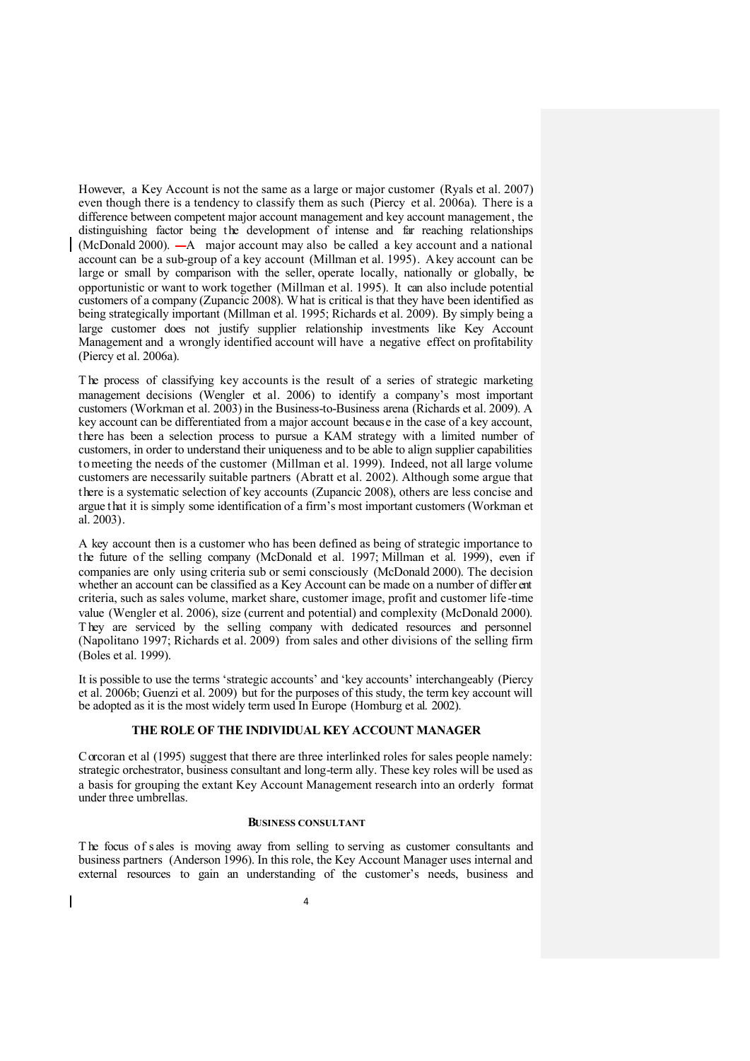However, a Key Account is not the same as a large or major customer (Ryals et al. 2007) even though there is a tendency to classify them as such (Piercy et al. 2006a). There is a difference between competent major account management and key account management, the distinguishing factor being the development of intense and far reaching relationships (McDonald 2000). A major account may also be called a key account and a national account can be a sub-group of a key account (Millman et al. 1995). A key account can be large or small by comparison with the seller, operate locally, nationally or globally, be opportunistic or want to work together (Millman et al. 1995). It can also include potential customers of a company (Zupancic 2008). What is critical is that they have been identified as being strategically important (Millman et al. 1995; Richards et al. 2009). By simply being a large customer does not justify supplier relationship investments like Key Account Management and a wrongly identified account will have a negative effect on profitability (Piercy et al. 2006a).

The process of classifying key accounts is the result of a series of strategic marketing management decisions (Wengler et al. 2006) to identify a company's most important customers (Workman et al. 2003) in the Business-to-Business arena (Richards et al. 2009). A key account can be differentiated from a major account because in the case of a key account, there has been a selection process to pursue a KAM strategy with a limited number of customers, in order to understand their uniqueness and to be able to align supplier capabilities to meeting the needs of the customer (Millman et al. 1999). Indeed, not all large volume customers are necessarily suitable partners (Abratt et al. 2002). Although some argue that there is a systematic selection of key accounts (Zupancic 2008), others are less concise and argue that it is simply some identification of a firm's most important customers (Workman et al. 2003).

A key account then is a customer who has been defined as being of strategic importance to the future of the selling company (McDonald et al. 1997; Millman et al. 1999), even if companies are only using criteria sub or semi consciously (McDonald 2000). The decision whether an account can be classified as a Key Account can be made on a number of different criteria, such as sales volume, market share, customer image, profit and customer life-time value (Wengler et al. 2006), size (current and potential) and complexity (McDonald 2000). They are serviced by the selling company with dedicated resources and personnel (Napolitano 1997; Richards et al. 2009) from sales and other divisions of the selling firm (Boles et al. 1999).

It is possible to use the terms 'strategic accounts' and 'key accounts' interchangeably (Piercy et al. 2006b; Guenzi et al. 2009) but for the purposes of this study, the term key account will be adopted as it is the most widely term used In Europe (Homburg et al. 2002).

## THE ROLE OF THE INDIVIDUAL KEY ACCOUNT MANAGER

Corcoran et al (1995) suggest that there are three interlinked roles for sales people namely: strategic orchestrator, business consultant and long-term ally. These key roles will be used as a basis for grouping the extant Key Account Management research into an orderly format under three umbrellas.

### BUSINESS CONSULTANT

The focus of sales is moving away from selling to serving as customer consultants and business partners (Anderson 1996). In this role, the Key Account Manager uses internal and external resources to gain an understanding of the customer's needs, business and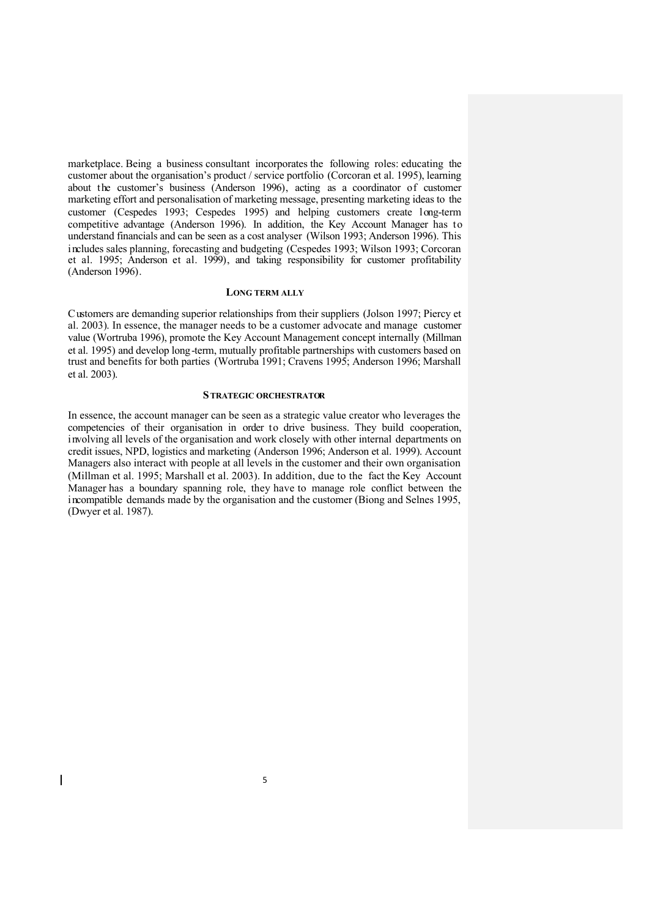marketplace. Being a business consultant incorporates the following roles: educating the customer about the organisation's product / service portfolio (Corcoran et al. 1995), learning about the customer's business (Anderson 1996), acting as a coordinator of customer marketing effort and personalisation of marketing message, presenting marketing ideas to the customer (Cespedes 1993; Cespedes 1995) and helping customers create long-term competitive advantage (Anderson 1996). In addition, the Key Account Manager has to understand financials and can be seen as a cost analyser (Wilson 1993; Anderson 1996). This includes sales planning, forecasting and budgeting (Cespedes 1993; Wilson 1993; Corcoran et al. 1995; Anderson et al. 1999), and taking responsibility for customer profitability (Anderson 1996).

### LONG TERM ALLY

Customers are demanding superior relationships from their suppliers (Jolson 1997; Piercy et al. 2003). In essence, the manager needs to be a customer advocate and manage customer value (Wortruba 1996), promote the Key Account Management concept internally (Millman et al. 1995) and develop long-term, mutually profitable partnerships with customers based on trust and benefits for both parties (Wortruba 1991; Cravens 1995; Anderson 1996; Marshall et al. 2003).

### STRATEGIC ORCHESTRATOR

In essence, the account manager can be seen as a strategic value creator who leverages the competencies of their organisation in order to drive business. They build cooperation, involving all levels of the organisation and work closely with other internal departments on credit issues, NPD, logistics and marketing (Anderson 1996; Anderson et al. 1999). Account Managers also interact with people at all levels in the customer and their own organisation (Millman et al. 1995; Marshall et al. 2003). In addition, due to the fact the Key Account Manager has a boundary spanning role, they have to manage role conflict between the incompatible demands made by the organisation and the customer (Biong and Selnes 1995, (Dwyer et al. 1987).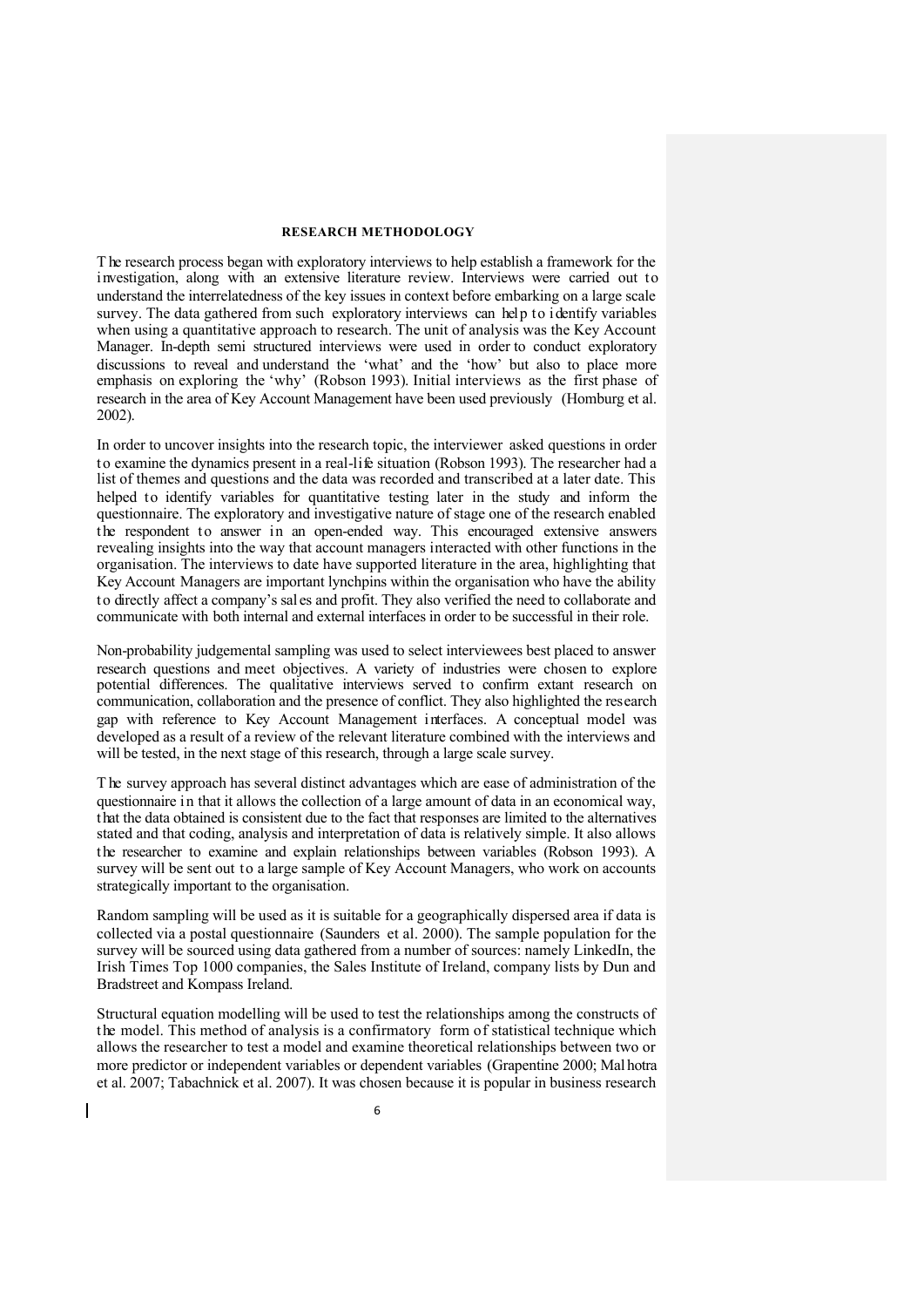## RESEARCH METHODOLOGY

The research process began with exploratory interviews to help establish a framework for the investigation, along with an extensive literature review. Interviews were carried out to understand the interrelatedness of the key issues in context before embarking on a large scale survey. The data gathered from such exploratory interviews can help to identify variables when using a quantitative approach to research. The unit of analysis was the Key Account Manager. In-depth semi structured interviews were used in order to conduct exploratory discussions to reveal and understand the 'what' and the 'how' but also to place more emphasis on exploring the 'why' (Robson 1993). Initial interviews as the first phase of research in the area of Key Account Management have been used previously (Homburg et al. 2002).

In order to uncover insights into the research topic, the interviewer asked questions in order to examine the dynamics present in a real-life situation (Robson 1993). The researcher had a list of themes and questions and the data was recorded and transcribed at a later date. This helped to identify variables for quantitative testing later in the study and inform the questionnaire. The exploratory and investigative nature of stage one of the research enabled the respondent to answer in an open-ended way. This encouraged extensive answers revealing insights into the way that account managers interacted with other functions in the organisation. The interviews to date have supported literature in the area, highlighting that Key Account Managers are important lynchpins within the organisation who have the ability to directly affect a company's sales and profit. They also verified the need to collaborate and communicate with both internal and external interfaces in order to be successful in their role.

Non-probability judgemental sampling was used to select interviewees best placed to answer research questions and meet objectives. A variety of industries were chosen to explore potential differences. The qualitative interviews served to confirm extant research on communication, collaboration and the presence of conflict. They also highlighted the research gap with reference to Key Account Management interfaces. A conceptual model was developed as a result of a review of the relevant literature combined with the interviews and will be tested, in the next stage of this research, through a large scale survey.

The survey approach has several distinct advantages which are ease of administration of the questionnaire in that it allows the collection of a large amount of data in an economical way, that the data obtained is consistent due to the fact that responses are limited to the alternatives stated and that coding, analysis and interpretation of data is relatively simple. It also allows the researcher to examine and explain relationships between variables (Robson 1993). A survey will be sent out to a large sample of Key Account Managers, who work on accounts strategically important to the organisation.

Random sampling will be used as it is suitable for a geographically dispersed area if data is collected via a postal questionnaire (Saunders et al. 2000). The sample population for the survey will be sourced using data gathered from a number of sources: namely LinkedIn, the Irish Times Top 1000 companies, the Sales Institute of Ireland, company lists by Dun and Bradstreet and Kompass Ireland.

Structural equation modelling will be used to test the relationships among the constructs of the model. This method of analysis is a confirmatory form of statistical technique which allows the researcher to test a model and examine theoretical relationships between two or more predictor or independent variables or dependent variables (Grapentine 2000; Malhotra et al. 2007; Tabachnick et al. 2007). It was chosen because it is popular in business research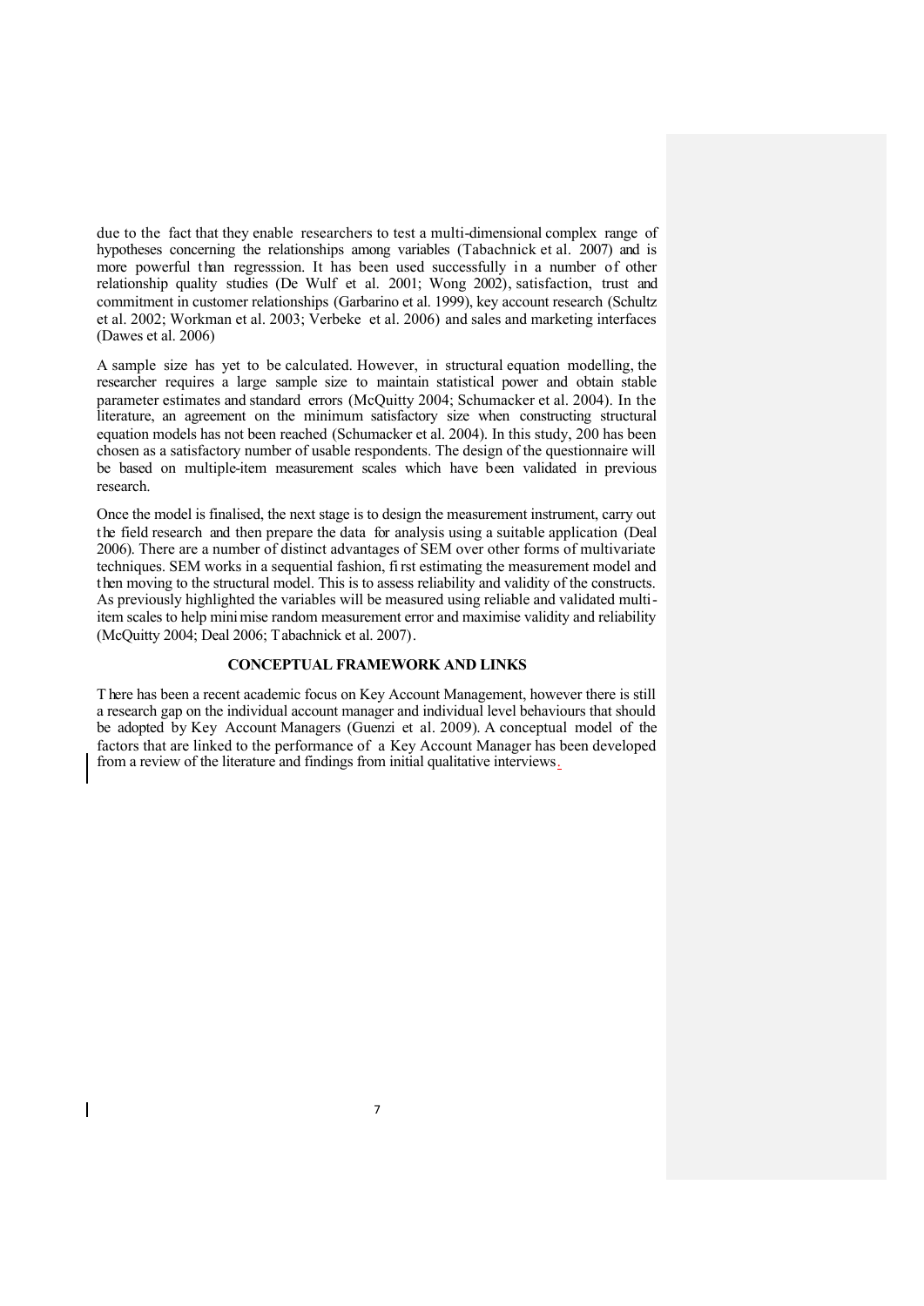due to the fact that they enable researchers to test a multi-dimensional complex range of hypotheses concerning the relationships among variables (Tabachnick et al. 2007) and is more powerful than regresssion. It has been used successfully in a number of other relationship quality studies (De Wulf et al. 2001; Wong 2002), satisfaction, trust and commitment in customer relationships (Garbarino et al. 1999), key account research (Schultz et al. 2002; Workman et al. 2003; Verbeke et al. 2006) and sales and marketing interfaces (Dawes et al. 2006)

A sample size has yet to be calculated. However, in structural equation modelling, the researcher requires a large sample size to maintain statistical power and obtain stable parameter estimates and standard errors (McQuitty 2004; Schumacker et al. 2004). In the literature, an agreement on the minimum satisfactory size when constructing structural equation models has not been reached (Schumacker et al. 2004). In this study, 200 has been chosen as a satisfactory number of usable respondents. The design of the questionnaire will be based on multiple-item measurement scales which have been validated in previous research.

Once the model is finalised, the next stage is to design the measurement instrument, carry out the field research and then prepare the data for analysis using a suitable application (Deal 2006). There are a number of distinct advantages of SEM over other forms of multivariate techniques. SEM works in a sequential fashion, first estimating the measurement model and then moving to the structural model. This is to assess reliability and validity of the constructs. As previously highlighted the variables will be measured using reliable and validated multi-item scales to help minimise random measurement error and maximise validity and reliability (McQuitty 2004; Deal 2006; Tabachnick et al. 2007).

## CONCEPTUAL FRAMEWORK AND LINKS

There has been a recent academic focus on Key Account Management, however there is still a research gap on the individual account manager and individual level behaviours that should be adopted by Key Account Managers (Guenzi et al. 2009). A conceptual model of the factors that are linked to the performance of a Key Account Manager has been developed from a review of the literature and findings from initial qualitative interviews.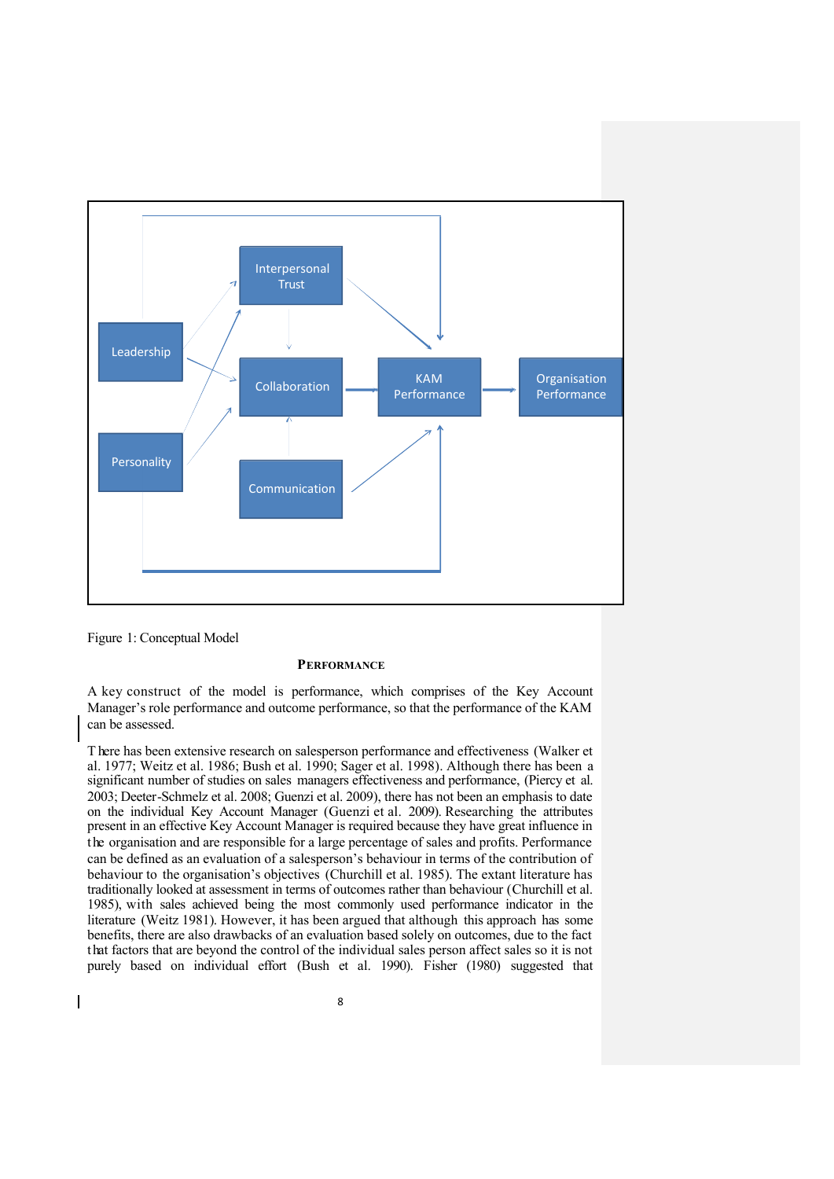Figure 1: Conceptual Model

## PERFORMANCE

A key construct of the model is performance, which comprises of the Key Account Manager's role performance and outcome performance, so that the performance of the KAM can be assessed.

There has been extensive research on salesperson performance and effectiveness (Walker et al. 1977; Weitz et al. 1986; Bush et al. 1990; Sager et al. 1998). Although there has been a significant number of studies on sales managers effectiveness and performance, (Piercy et al. 2003; Deeter-Schmelz et al. 2008; Guenzi et al. 2009), there has not been an emphasis to date on the individual Key Account Manager (Guenzi et al. 2009). Researching the attributes present in an effective Key Account Manager is required because they have great influence in the organisation and are responsible for a large percentage of sales and profits. Performance can be defined as an evaluation of a salesperson's behaviour in terms of the contribution of behaviour to the organisation's objectives (Churchill et al. 1985). The extant literature has traditionally looked at assessment in terms of outcomes rather than behaviour (Churchill et al. 1985), with sales achieved being the most commonly used performance indicator in the literature (Weitz 1981). However, it has been argued that although this approach has some benefits, there are also drawbacks of an evaluation based solely on outcomes, due to the fact that factors that are beyond the control of the individual sales person affect sales so it is not purely based on individual effort (Bush et al. 1990). Fisher (1980) suggested that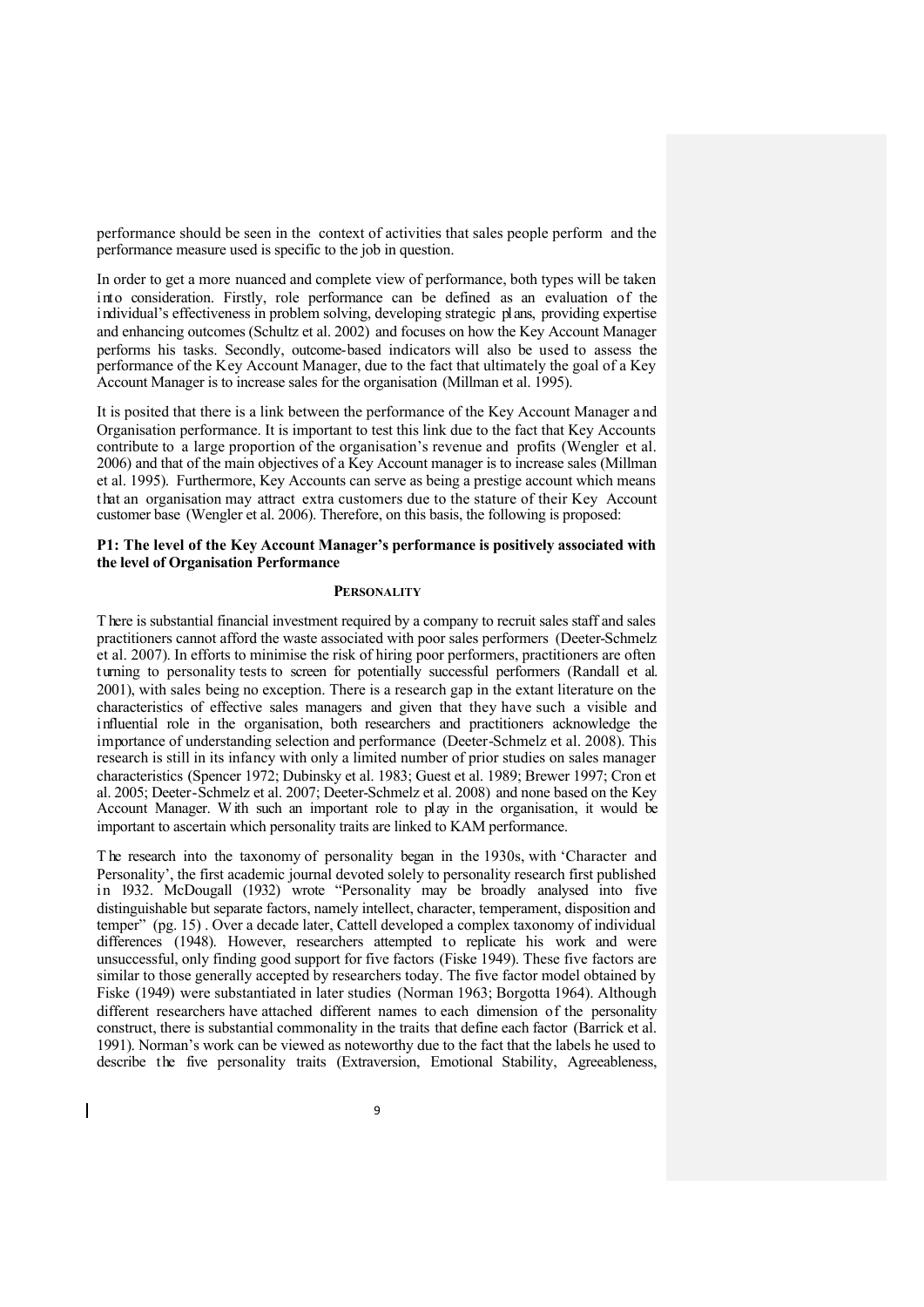performance should be seen in the context of activities that sales people perform and the performance measure used is specific to the job in question.

In order to get a more nuanced and complete view of performance, both types will be taken into consideration. Firstly, role performance can be defined as an evaluation of the individual's effectiveness in problem solving, developing strategic plans, providing expertise and enhancing outcomes (Schultz et al. 2002) and focuses on how the Key Account Manager performs his tasks. Secondly, outcome-based indicators will also be used to assess the performance of the Key Account Manager, due to the fact that ultimately the goal of a Key Account Manager is to increase sales for the organisation (Millman et al. 1995).

It is posited that there is a link between the performance of the Key Account Manager and Organisation performance. It is important to test this link due to the fact that Key Accounts contribute to a large proportion of the organisation's revenue and profits (Wengler et al. 2006) and that of the main objectives of a Key Account manager is to increase sales (Millman et al. 1995). Furthermore, Key Accounts can serve as being a prestige account which means that an organisation may attract extra customers due to the stature of their Key Account customer base (Wengler et al. 2006). Therefore, on this basis, the following is proposed:

**P1: The level of the Key Account Manager's performance is positively associated with the level of Organisation Performance**

## PERSONALITY

There is substantial financial investment required by a company to recruit sales staff and sales practitioners cannot afford the waste associated with poor sales performers (Deeter-Schmelz et al. 2007). In efforts to minimise the risk of hiring poor performers, practitioners are often turning to personality tests to screen for potentially successful performers (Randall et al. 2001), with sales being no exception. There is a research gap in the extant literature on the characteristics of effective sales managers and given that they have such a visible and influential role in the organisation, both researchers and practitioners acknowledge the importance of understanding selection and performance (Deeter-Schmelz et al. 2008). This research is still in its infancy with only a limited number of prior studies on sales manager characteristics (Spencer 1972; Dubinsky et al. 1983; Guest et al. 1989; Brewer 1997; Cron et al. 2005; Deeter-Schmelz et al. 2007; Deeter-Schmelz et al. 2008) and none based on the Key Account Manager. With such an important role to play in the organisation, it would be important to ascertain which personality traits are linked to KAM performance.

The research into the taxonomy of personality began in the 1930s, with 'Character and Personality', the first academic journal devoted solely to personality research first published in 1932. McDougall (1932) wrote "Personality may be broadly analysed into five distinguishable but separate factors, namely intellect, character, temperament, disposition and temper" (pg. 15) . Over a decade later, Cattell developed a complex taxonomy of individual differences (1948). However, researchers attempted to replicate his work and were unsuccessful, only finding good support for five factors (Fiske 1949). These five factors are similar to those generally accepted by researchers today. The five factor model obtained by Fiske (1949) were substantiated in later studies (Norman 1963; Borgotta 1964). Although different researchers have attached different names to each dimension of the personality construct, there is substantial commonality in the traits that define each factor (Barrick et al. 1991). Norman's work can be viewed as noteworthy due to the fact that the labels he used to describe the five personality traits (Extraversion, Emotional Stability, Agreeableness,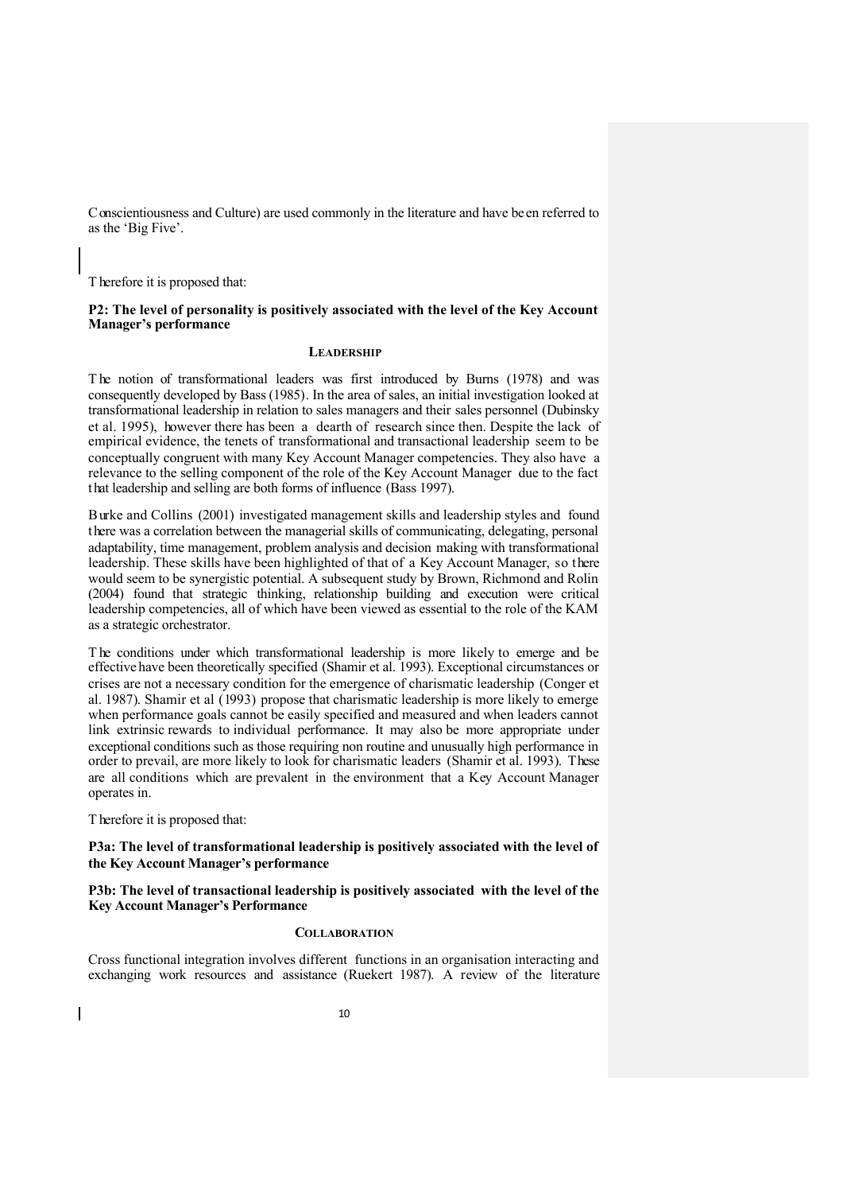Conscientiousness and Culture) are used commonly in the literature and have been referred to as the 'Big Five'.

Therefore it is proposed that:

**P2: The level of personality is positively associated with the level of the Key Account Manager's performance**

### LEADERSHIP

The notion of transformational leaders was first introduced by Burns (1978) and was consequently developed by Bass (1985). In the area of sales, an initial investigation looked at transformational leadership in relation to sales managers and their sales personnel (Dubinsky et al. 1995), however there has been a dearth of research since then. Despite the lack of empirical evidence, the tenets of transformational and transactional leadership seem to be conceptually congruent with many Key Account Manager competencies. They also have a relevance to the selling component of the role of the Key Account Manager due to the fact that leadership and selling are both forms of influence (Bass 1997).

Burke and Collins (2001) investigated management skills and leadership styles and found there was a correlation between the managerial skills of communicating, delegating, personal adaptability, time management, problem analysis and decision making with transformational leadership. These skills have been highlighted of that of a Key Account Manager, so there would seem to be synergistic potential. A subsequent study by Brown, Richmond and Rolin (2004) found that strategic thinking, relationship building and execution were critical leadership competencies, all of which have been viewed as essential to the role of the KAM as a strategic orchestrator.

The conditions under which transformational leadership is more likely to emerge and be effective have been theoretically specified (Shamir et al. 1993). Exceptional circumstances or crises are not a necessary condition for the emergence of charismatic leadership (Conger et al. 1987). Shamir et al (1993) propose that charismatic leadership is more likely to emerge when performance goals cannot be easily specified and measured and when leaders cannot link extrinsic rewards to individual performance. It may also be more appropriate under exceptional conditions such as those requiring non routine and unusually high performance in order to prevail, are more likely to look for charismatic leaders (Shamir et al. 1993). These are all conditions which are prevalent in the environment that a Key Account Manager operates in.

Therefore it is proposed that:

**P3a: The level of transformational leadership is positively associated with the level of the Key Account Manager's performance**

**P3b: The level of transactional leadership is positively associated with the level of the Key Account Manager's Performance**

### COLLABORATION

Cross functional integration involves different functions in an organisation interacting and exchanging work resources and assistance (Ruekert 1987). A review of the literature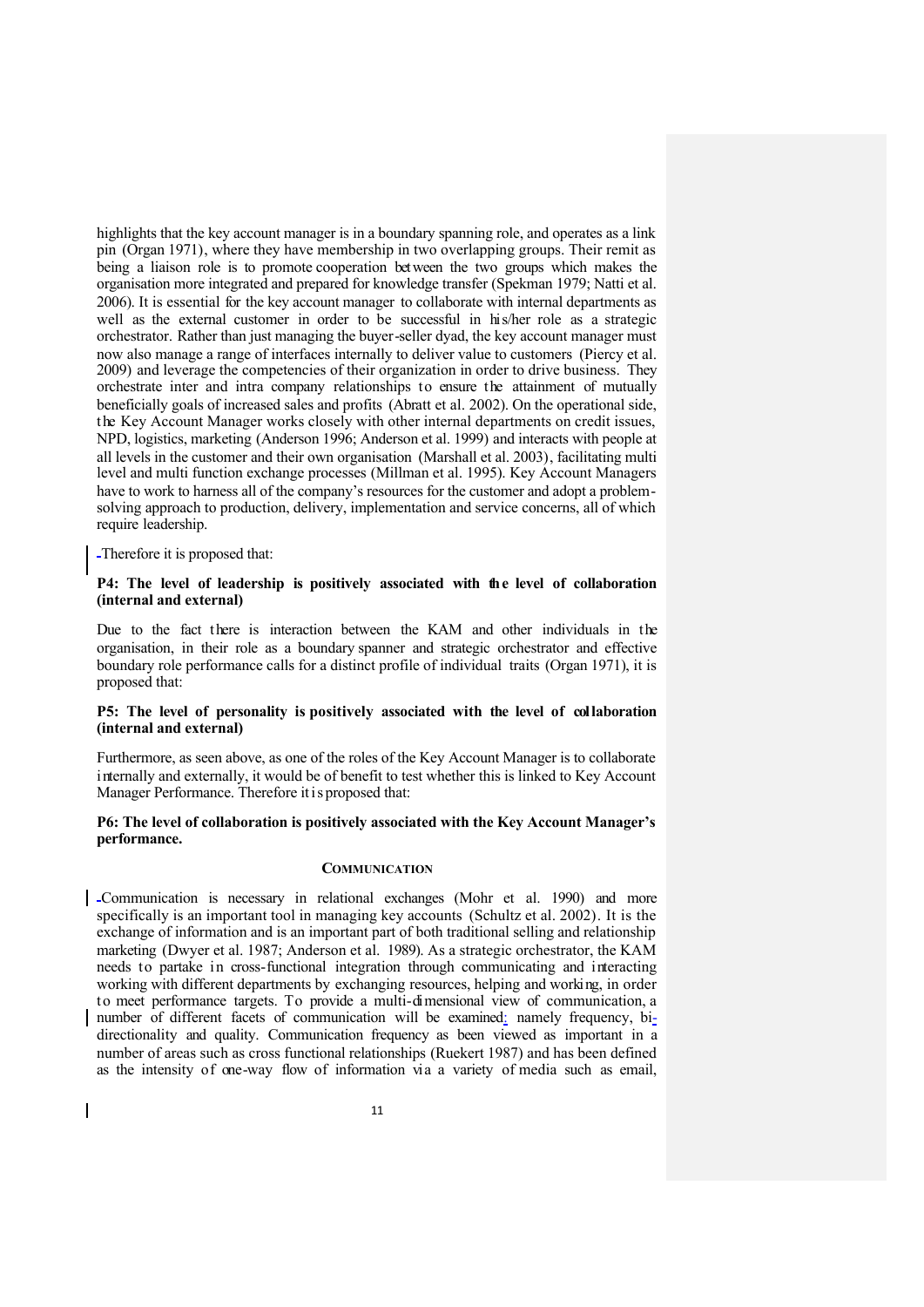highlights that the key account manager is in a boundary spanning role, and operates as a link pin (Organ 1971), where they have membership in two overlapping groups. Their remit as being a liaison role is to promote cooperation between the two groups which makes the organisation more integrated and prepared for knowledge transfer (Spekman 1979; Natti et al. 2006). It is essential for the key account manager to collaborate with internal departments as well as the external customer in order to be successful in his/her role as a strategic orchestrator. Rather than just managing the buyer-seller dyad, the key account manager must now also manage a range of interfaces internally to deliver value to customers (Piercy et al. 2009) and leverage the competencies of their organization in order to drive business. They orchestrate inter and intra company relationships to ensure the attainment of mutually beneficially goals of increased sales and profits (Abratt et al. 2002). On the operational side, the Key Account Manager works closely with other internal departments on credit issues, NPD, logistics, marketing (Anderson 1996; Anderson et al. 1999) and interacts with people at all levels in the customer and their own organisation (Marshall et al. 2003), facilitating multi level and multi function exchange processes (Millman et al. 1995). Key Account Managers have to work to harness all of the company's resources for the customer and adopt a problem-solving approach to production, delivery, implementation and service concerns, all of which require leadership.

Therefore it is proposed that:

**P4: The level of leadership is positively associated with the level of collaboration (internal and external)**

Due to the fact there is interaction between the KAM and other individuals in the organisation, in their role as a boundary spanner and strategic orchestrator and effective boundary role performance calls for a distinct profile of individual traits (Organ 1971), it is proposed that:

**P5: The level of personality is positively associated with the level of collaboration (internal and external)**

Furthermore, as seen above, as one of the roles of the Key Account Manager is to collaborate internally and externally, it would be of benefit to test whether this is linked to Key Account Manager Performance. Therefore it is proposed that:

**P6: The level of collaboration is positively associated with the Key Account Manager's performance.**

## COMMUNICATION

Communication is necessary in relational exchanges (Mohr et al. 1990) and more specifically is an important tool in managing key accounts (Schultz et al. 2002). It is the exchange of information and is an important part of both traditional selling and relationship marketing (Dwyer et al. 1987; Anderson et al. 1989). As a strategic orchestrator, the KAM needs to partake in cross-functional integration through communicating and interacting working with different departments by exchanging resources, helping and working, in order to meet performance targets. To provide a multi-dimensional view of communication, a number of different facets of communication will be examined; namely frequency, bi-directionality and quality. Communication frequency as been viewed as important in a number of areas such as cross functional relationships (Ruekert 1987) and has been defined as the intensity of one-way flow of information via a variety of media such as email,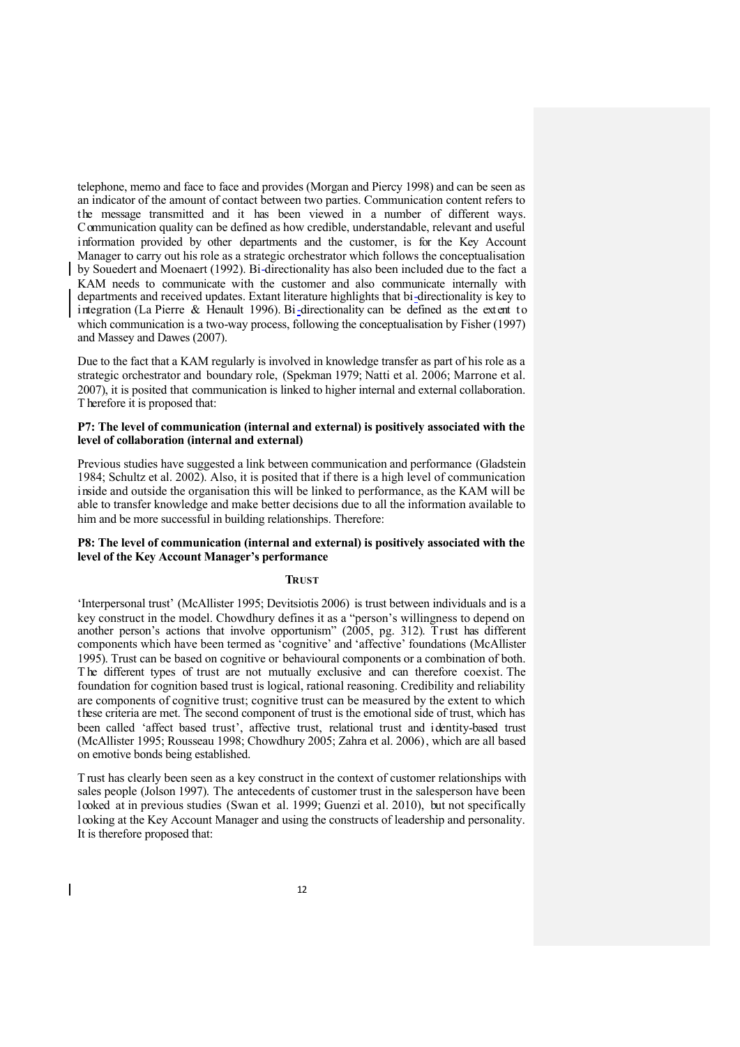telephone, memo and face to face and provides (Morgan and Piercy 1998) and can be seen as an indicator of the amount of contact between two parties. Communication content refers to the message transmitted and it has been viewed in a number of different ways. Communication quality can be defined as how credible, understandable, relevant and useful information provided by other departments and the customer, is for the Key Account Manager to carry out his role as a strategic orchestrator which follows the conceptualisation by Souedert and Moenaert (1992). Bi-directionality has also been included due to the fact a KAM needs to communicate with the customer and also communicate internally with departments and received updates. Extant literature highlights that bi-directionality is key to integration (La Pierre & Henault 1996). Bi-directionality can be defined as the extent to which communication is a two-way process, following the conceptualisation by Fisher (1997) and Massey and Dawes (2007).

Due to the fact that a KAM regularly is involved in knowledge transfer as part of his role as a strategic orchestrator and boundary role, (Spekman 1979; Natti et al. 2006; Marrone et al. 2007), it is posited that communication is linked to higher internal and external collaboration. Therefore it is proposed that:

**P7: The level of communication (internal and external) is positively associated with the level of collaboration (internal and external)**

Previous studies have suggested a link between communication and performance (Gladstein 1984; Schultz et al. 2002). Also, it is posited that if there is a high level of communication inside and outside the organisation this will be linked to performance, as the KAM will be able to transfer knowledge and make better decisions due to all the information available to him and be more successful in building relationships. Therefore:

**P8: The level of communication (internal and external) is positively associated with the level of the Key Account Manager's performance**

### TRUST

'Interpersonal trust' (McAllister 1995; Devitsiotis 2006) is trust between individuals and is a key construct in the model. Chowdhury defines it as a "person's willingness to depend on another person's actions that involve opportunism" (2005, pg. 312). Trust has different components which have been termed as 'cognitive' and 'affective' foundations (McAllister 1995). Trust can be based on cognitive or behavioural components or a combination of both. The different types of trust are not mutually exclusive and can therefore coexist. The foundation for cognition based trust is logical, rational reasoning. Credibility and reliability are components of cognitive trust; cognitive trust can be measured by the extent to which these criteria are met. The second component of trust is the emotional side of trust, which has been called 'affect based trust', affective trust, relational trust and identity-based trust (McAllister 1995; Rousseau 1998; Chowdhury 2005; Zahra et al. 2006), which are all based on emotive bonds being established.

Trust has clearly been seen as a key construct in the context of customer relationships with sales people (Jolson 1997). The antecedents of customer trust in the salesperson have been looked at in previous studies (Swan et al. 1999; Guenzi et al. 2010), but not specifically looking at the Key Account Manager and using the constructs of leadership and personality. It is therefore proposed that: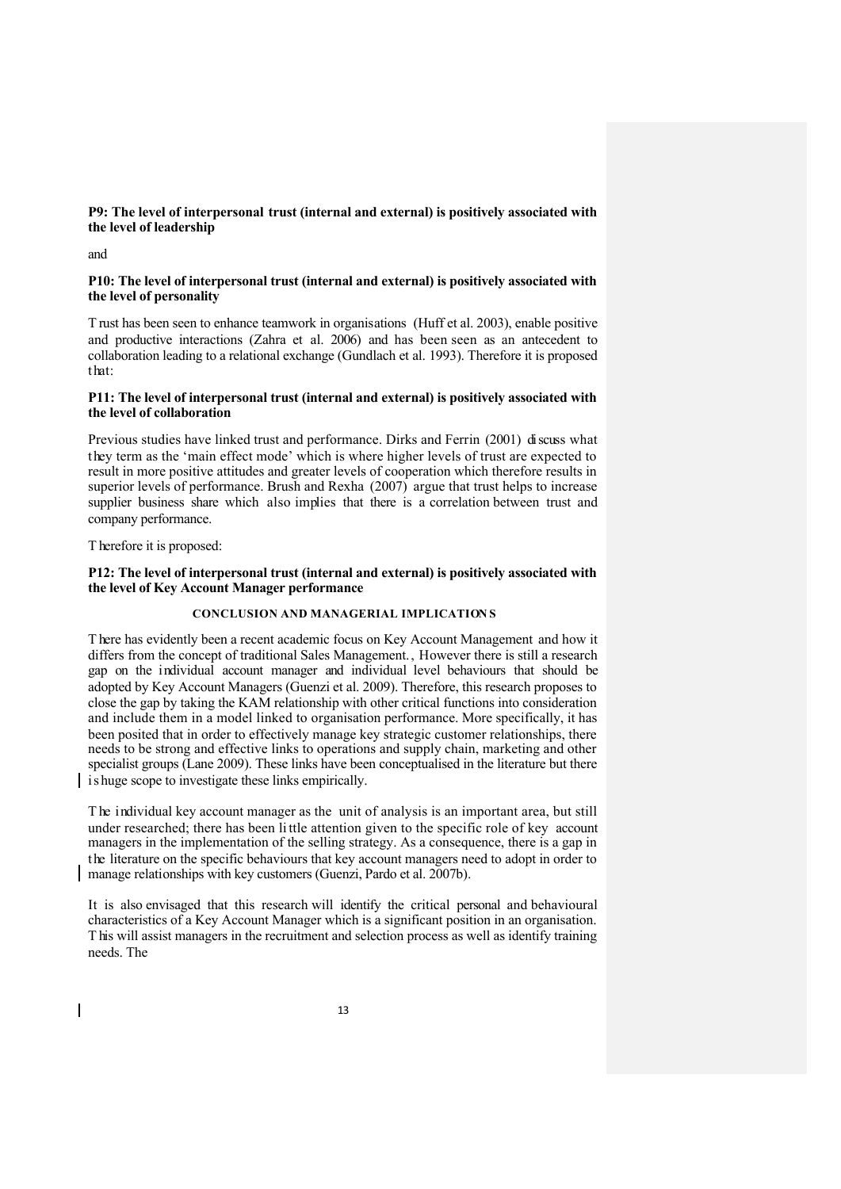**P9: The level of interpersonal trust (internal and external) is positively associated with the level of leadership**

and

**P10: The level of interpersonal trust (internal and external) is positively associated with the level of personality**

Trust has been seen to enhance teamwork in organisations (Huff et al. 2003), enable positive and productive interactions (Zahra et al. 2006) and has been seen as an antecedent to collaboration leading to a relational exchange (Gundlach et al. 1993). Therefore it is proposed that:

**P11: The level of interpersonal trust (internal and external) is positively associated with the level of collaboration**

Previous studies have linked trust and performance. Dirks and Ferrin (2001) discuss what they term as the 'main effect mode' which is where higher levels of trust are expected to result in more positive attitudes and greater levels of cooperation which therefore results in superior levels of performance. Brush and Rexha (2007) argue that trust helps to increase supplier business share which also implies that there is a correlation between trust and company performance.

Therefore it is proposed:

**P12: The level of interpersonal trust (internal and external) is positively associated with the level of Key Account Manager performance**

## CONCLUSION AND MANAGERIAL IMPLICATIONS

There has evidently been a recent academic focus on Key Account Management and how it differs from the concept of traditional Sales Management., However there is still a research gap on the individual account manager and individual level behaviours that should be adopted by Key Account Managers (Guenzi et al. 2009). Therefore, this research proposes to close the gap by taking the KAM relationship with other critical functions into consideration and include them in a model linked to organisation performance. More specifically, it has been posited that in order to effectively manage key strategic customer relationships, there needs to be strong and effective links to operations and supply chain, marketing and other specialist groups (Lane 2009). These links have been conceptualised in the literature but there is huge scope to investigate these links empirically.

The individual key account manager as the unit of analysis is an important area, but still under researched; there has been little attention given to the specific role of key account managers in the implementation of the selling strategy. As a consequence, there is a gap in the literature on the specific behaviours that key account managers need to adopt in order to manage relationships with key customers (Guenzi, Pardo et al. 2007b).

It is also envisaged that this research will identify the critical personal and behavioural characteristics of a Key Account Manager which is a significant position in an organisation. This will assist managers in the recruitment and selection process as well as identify training needs. The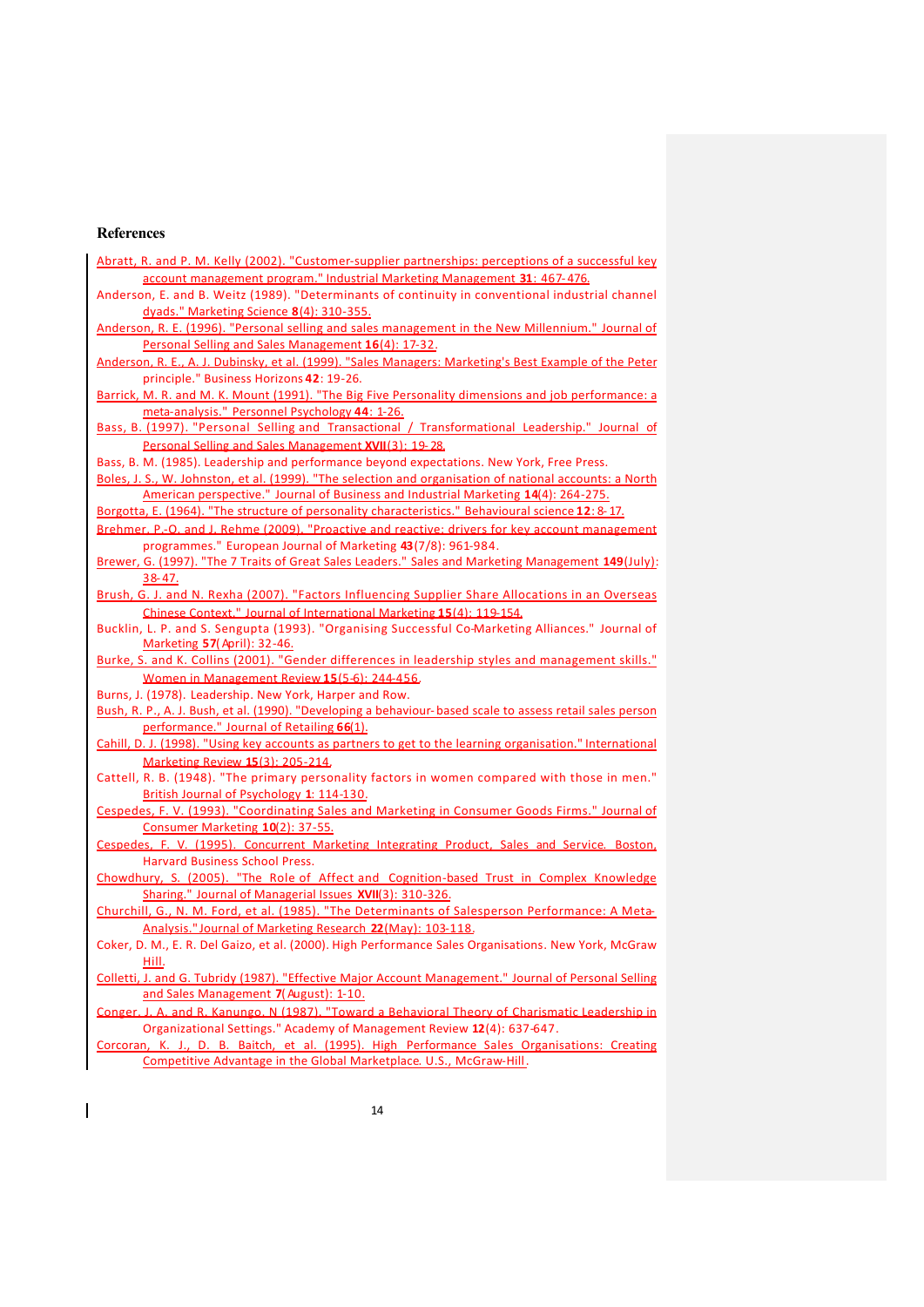## References

Abratt, R. and P. M. Kelly (2002). "Customer-supplier partnerships: perceptions of a successful key account management program." Industrial Marketing Management **31**: 467-476.

Anderson, E. and B. Weitz (1989). "Determinants of continuity in conventional industrial channel dyads." Marketing Science **8**(4): 310-355.

Anderson, R. E. (1996). "Personal selling and sales management in the New Millennium." Journal of Personal Selling and Sales Management **16**(4): 17-32.

Anderson, R. E., A. J. Dubinsky, et al. (1999). "Sales Managers: Marketing's Best Example of the Peter principle." Business Horizons **42**: 19-26.

Barrick, M. R. and M. K. Mount (1991). "The Big Five Personality dimensions and job performance: a meta-analysis." Personnel Psychology **44**: 1-26.

Bass, B. (1997). "Personal Selling and Transactional / Transformational Leadership." Journal of Personal Selling and Sales Management **XVII**(3): 19-28.

Bass, B. M. (1985). Leadership and performance beyond expectations. New York, Free Press.

Boles, J. S., W. Johnston, et al. (1999). "The selection and organisation of national accounts: a North American perspective." Journal of Business and Industrial Marketing **14**(4): 264-275.

Borgotta, E. (1964). "The structure of personality characteristics." Behavioural science **12**: 8-17.

Brehmer, P.-O. and J. Rehme (2009). "Proactive and reactive: drivers for key account management programmes." European Journal of Marketing **43**(7/8): 961-984.

Brewer, G. (1997). "The 7 Traits of Great Sales Leaders." Sales and Marketing Management **149**(July): 38-47.

Brush, G. J. and N. Rexha (2007). "Factors Influencing Supplier Share Allocations in an Overseas Chinese Context." Journal of International Marketing **15**(4): 119-154.

Bucklin, L. P. and S. Sengupta (1993). "Organising Successful Co-Marketing Alliances." Journal of Marketing **57**(April): 32-46.

Burke, S. and K. Collins (2001). "Gender differences in leadership styles and management skills." Women in Management Review **15**(5-6): 244-456.

Burns, J. (1978). Leadership. New York, Harper and Row.

Bush, R. P., A. J. Bush, et al. (1990). "Developing a behaviour-based scale to assess retail sales person performance." Journal of Retailing **66**(1).

Cahill, D. J. (1998). "Using key accounts as partners to get to the learning organisation." International Marketing Review **15**(3): 205-214.

Cattell, R. B. (1948). "The primary personality factors in women compared with those in men." British Journal of Psychology **1**: 114-130.

Cespedes, F. V. (1993). "Coordinating Sales and Marketing in Consumer Goods Firms." Journal of Consumer Marketing **10**(2): 37-55.

Cespedes, F. V. (1995). Concurrent Marketing Integrating Product, Sales and Service. Boston, Harvard Business School Press.

Chowdhury, S. (2005). "The Role of Affect and Cognition-based Trust in Complex Knowledge Sharing." Journal of Managerial Issues **XVII**(3): 310-326.

Churchill, G., N. M. Ford, et al. (1985). "The Determinants of Salesperson Performance: A Meta-Analysis." Journal of Marketing Research **22**(May): 103-118.

Coker, D. M., E. R. Del Gaizo, et al. (2000). High Performance Sales Organisations. New York, McGraw Hill.

Colletti, J. and G. Tubridy (1987). "Effective Major Account Management." Journal of Personal Selling and Sales Management **7**(August): 1-10.

Conger, J. A. and R. Kanungo, N (1987). "Toward a Behavioral Theory of Charismatic Leadership in Organizational Settings." Academy of Management Review **12**(4): 637-647.

Corcoran, K. J., D. B. Baitch, et al. (1995). High Performance Sales Organisations: Creating Competitive Advantage in the Global Marketplace. U.S., McGraw-Hill.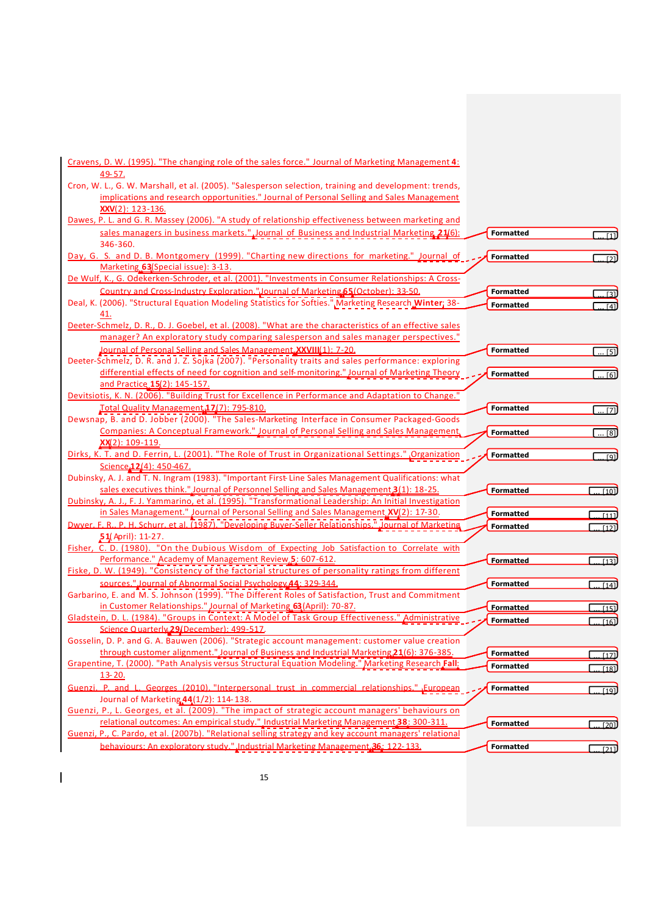Cravens, D. W. (1995). "The changing role of the sales force." Journal of Marketing Management **4**: 49-57.

Cron, W. L., G. W. Marshall, et al. (2005). "Salesperson selection, training and development: trends, implications and research opportunities." Journal of Personal Selling and Sales Management **XXV**(2): 123-136.

Dawes, P. L. and G. R. Massey (2006). "A study of relationship effectiveness between marketing and sales managers in business markets." Journal of Business and Industrial Marketing **21**(6): 346-360.

Day, G. S. and D. B. Montgomery (1999). "Charting new directions for marketing." Journal of Marketing **63**(Special issue): 3-13.

De Wulf, K., G. Odekerken-Schroder, et al. (2001). "Investments in Consumer Relationships: A Cross-Country and Cross-Industry Exploration." Journal of Marketing **65**(October): 33-50.

Deal, K. (2006). "Structural Equation Modeling Statistics for Softies." Marketing Research **Winter**: 38-41.

Deeter-Schmelz, D. R., D. J. Goebel, et al. (2008). "What are the characteristics of an effective sales manager? An exploratory study comparing salesperson and sales manager perspectives." Journal of Personal Selling and Sales Management **XXVIII**(1): 7-20.

Deeter-Schmelz, D. R. and J. Z. Sojka (2007). "Personality traits and sales performance: exploring differential effects of need for cognition and self-monitoring." Journal of Marketing Theory and Practice **15**(2): 145-157.

Devitsiotis, K. N. (2006). "Building Trust for Excellence in Performance and Adaptation to Change." Total Quality Management **17**(7): 795-810.

Dewsnap, B. and D. Jobber (2000). "The Sales-Marketing Interface in Consumer Packaged-Goods Companies: A Conceptual Framework." Journal of Personal Selling and Sales Management **XX**(2): 109-119.

Dirks, K. T. and D. Ferrin, L. (2001). "The Role of Trust in Organizational Settings." Organization Science **12**(4): 450-467.

Dubinsky, A. J. and T. N. Ingram (1983). "Important First-Line Sales Management Qualifications: what sales executives think." Journal of Personnel Selling and Sales Management **3**(1): 18-25.

Dubinsky, A. J., F. J. Yammarino, et al. (1995). "Transformational Leadership: An Initial Investigation in Sales Management." Journal of Personal Selling and Sales Management **XV**(2): 17-30.

Dwyer, F. R., P. H. Schurr, et al. (1987). "Developing Buyer-Seller Relationships." Journal of Marketing **51**(April): 11-27.

Fisher, C. D. (1980). "On the Dubious Wisdom of Expecting Job Satisfaction to Correlate with Performance." Academy of Management Review **5**: 607-612.

Fiske, D. W. (1949). "Consistency of the factorial structures of personality ratings from different sources." Journal of Abnormal Social Psychology **44**: 329-344.

Garbarino, E. and M. S. Johnson (1999). "The Different Roles of Satisfaction, Trust and Commitment in Customer Relationships." Journal of Marketing **63**(April): 70-87.

Gladstein, D. L. (1984). "Groups in Context: A Model of Task Group Effectiveness." Administrative Science Quarterly **29**(December): 499-517.

Gosselin, D. P. and G. A. Bauwen (2006). "Strategic account management: customer value creation through customer alignment." Journal of Business and Industrial Marketing **21**(6): 376-385.

Grapentine, T. (2000). "Path Analysis versus Structural Equation Modeling." Marketing Research **Fall**: 13-20.

Guenzi, P. and L. Georges (2010). "Interpersonal trust in commercial relationships." European Journal of Marketing **44**(1/2): 114-138.

Guenzi, P., L. Georges, et al. (2009). "The impact of strategic account managers' behaviours on relational outcomes: An empirical study." Industrial Marketing Management **38**: 300-311.

Guenzi, P., C. Pardo, et al. (2007b). "Relational selling strategy and key account managers' relational behaviours: An exploratory study." Industrial Marketing Management **36**: 122-133.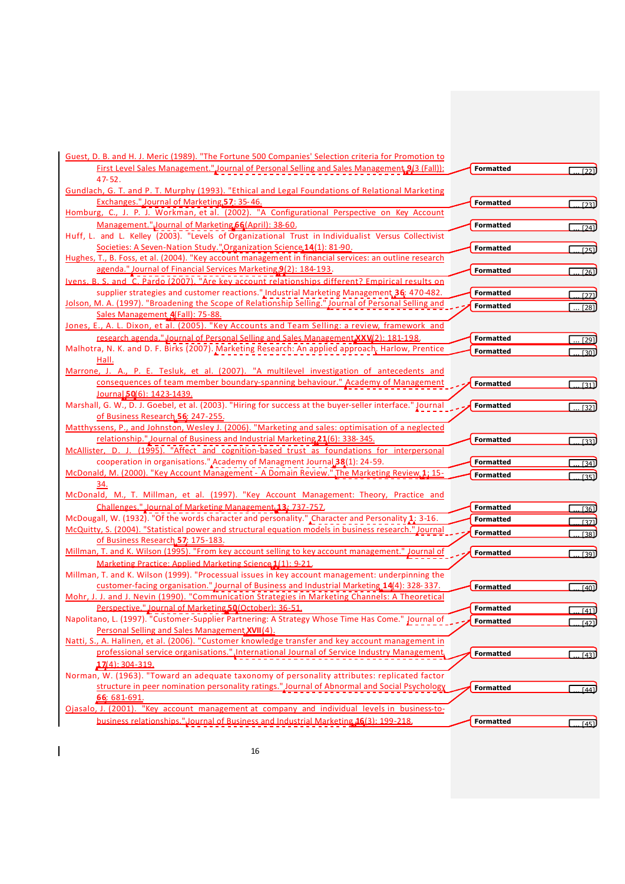Guest, D. B. and H. J. Meric (1989). "The Fortune 500 Companies' Selection criteria for Promotion to First Level Sales Management." Journal of Personal Selling and Sales Management 9(3 (Fall)): 47-52.

Gundlach, G. T. and P. T. Murphy (1993). "Ethical and Legal Foundations of Relational Marketing Exchanges." Journal of Marketing 57: 35-46.

Homburg, C., J. P. J. Workman, et al. (2002). "A Configurational Perspective on Key Account Management." Journal of Marketing 66(April): 38-60.

Huff, L. and L. Kelley (2003). "Levels of Organizational Trust in Individualist Versus Collectivist Societies: A Seven-Nation Study." Organization Science 14(1): 81-90.

Hughes, T., B. Foss, et al. (2004). "Key account management in financial services: an outline research agenda." Journal of Financial Services Marketing 9(2): 184-193.

Ivens, B. S. and C. Pardo (2007). "Are key account relationships different? Empirical results on supplier strategies and customer reactions." Industrial Marketing Management 36: 470-482.

Jolson, M. A. (1997). "Broadening the Scope of Relationship Selling." Journal of Personal Selling and Sales Management 4(Fall): 75-88.

Jones, E., A. L. Dixon, et al. (2005). "Key Accounts and Team Selling: a review, framework and research agenda." Journal of Personal Selling and Sales Management XXV(2): 181-198.

Malhotra, N. K. and D. F. Birks (2007). Marketing Research: An applied approach. Harlow, Prentice Hall.

Marrone, J. A., P. E. Tesluk, et al. (2007). "A multilevel investigation of antecedents and consequences of team member boundary-spanning behaviour." Academy of Management Journal 50(6): 1423-1439.

Marshall, G. W., D. J. Goebel, et al. (2003). "Hiring for success at the buyer-seller interface." Journal of Business Research 56: 247-255.

Matthyssens, P., and Johnston, Wesley J. (2006). "Marketing and sales: optimisation of a neglected relationship." Journal of Business and Industrial Marketing 21(6): 338-345.

McAllister, D. J. (1995). "Affect and cognition-based trust as foundations for interpersonal cooperation in organisations." Academy of Managment Journal 38(1): 24-59.

McDonald, M. (2000). "Key Account Management - A Domain Review." The Marketing Review 1: 15-34.

McDonald, M., T. Millman, et al. (1997). "Key Account Management: Theory, Practice and Challenges." Journal of Marketing Management 13: 737-757.

McDougall, W. (1932). "Of the words character and personality." Character and Personality 1: 3-16.

McQuitty, S. (2004). "Statistical power and structural equation models in business research." Journal of Business Research 57: 175-183.

Millman, T. and K. Wilson (1995). "From key account selling to key account management." Journal of Marketing Practice: Applied Marketing Science 1(1): 9-21.

Millman, T. and K. Wilson (1999). "Processual issues in key account management: underpinning the customer-facing organisation." Journal of Business and Industrial Marketing 14(4): 328-337.

Mohr, J. J. and J. Nevin (1990). "Communication Strategies in Marketing Channels: A Theoretical Perspective." Journal of Marketing 50(October): 36-51.

Napolitano, L. (1997). "Customer-Supplier Partnering: A Strategy Whose Time Has Come." Journal of Personal Selling and Sales Management XVII(4).

Natti, S., A. Halinen, et al. (2006). "Customer knowledge transfer and key account management in professional service organisations." International Journal of Service Industry Management 17(4): 304-319.

Norman, W. (1963). "Toward an adequate taxonomy of personality attributes: replicated factor structure in peer nomination personality ratings." Journal of Abnormal and Social Psychology 66: 681-691.

Ojasalo, J. (2001). "Key account management at company and individual levels in business-to-business relationships." Journal of Business and Industrial Marketing 16(3): 199-218.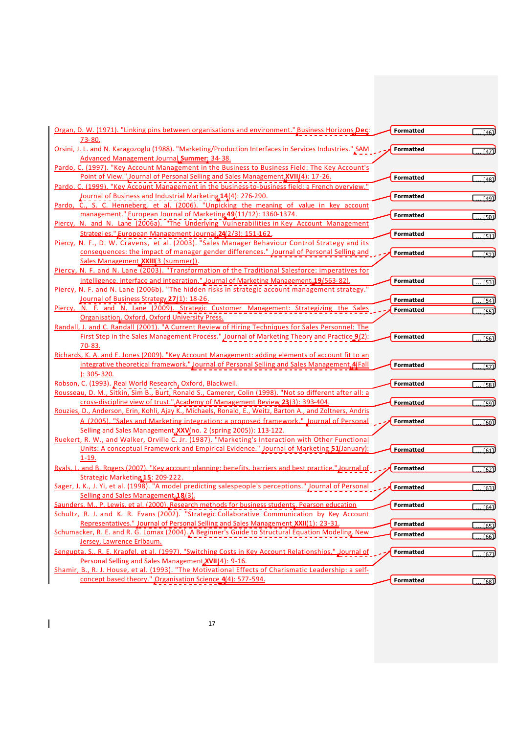Organ, D. W. (1971). "Linking pins between organisations and environment." Business Horizons Dec: 73-80.

Orsini, J. L. and N. Karagozoglu (1988). "Marketing/Production Interfaces in Services Industries." SAM Advanced Management Journal Summer: 34-38.

Pardo, C. (1997). "Key Account Management in the Business to Business Field: The Key Account's Point of View." Journal of Personal Selling and Sales Management XVII(4): 17-26.

Pardo, C. (1999). "Key Account Management in the business-to-business field: a French overview." Journal of Business and Industrial Marketing 14(4): 276-290.

Pardo, C., S. C. Henneberg, et al. (2006). "Unpicking the meaning of value in key account management." European Journal of Marketing 49(11/12): 1360-1374.

Piercy, N. and N. Lane (2006a). "The Underlying Vulnerabilities in Key Account Management Strategies." European Management Journal 24(2/3): 151-162.

Piercy, N. F., D. W. Cravens, et al. (2003). "Sales Manager Behaviour Control Strategy and its consequences: the impact of manager gender differences." Journal of Personal Selling and Sales Management XXIII(3 (summer)).

Piercy, N. F. and N. Lane (2003). "Transformation of the Traditional Salesforce: imperatives for intelligence, interface and integration." Journal of Marketing Management 19(563-82).

Piercy, N. F. and N. Lane (2006b). "The hidden risks in strategic account management strategy." Journal of Business Strategy 27(1): 18-26.

Piercy, N. F. and N. Lane (2009). Strategic Customer Management: Strategizing the Sales Organization. Oxford, Oxford University Press.

Randall, J. and C. Randall (2001). "A Current Review of Hiring Techniques for Sales Personnel: The First Step in the Sales Management Process." Journal of Marketing Theory and Practice 9(2): 70-83.

Richards, K. A. and E. Jones (2009). "Key Account Management: adding elements of account fit to an integrative theoretical framework." Journal of Personal Selling and Sales Management 4(Fall): 305-320.

Robson, C. (1993). Real World Research. Oxford, Blackwell.

Rousseau, D. M., Sitkin, Sim B., Burt, Ronald S., Camerer, Colin (1998). "Not so different after all: a cross-discipline view of trust." Academy of Management Review 23(3): 393-404.

Rouzies, D., Anderson, Erin, Kohli, Ajay K., Michaels, Ronald, E., Weitz, Barton A., and Zoltners, Andris A (2005). "Sales and Marketing integration: a proposed framework." Journal of Personal Selling and Sales Management XXV(no. 2 (spring 2005)): 113-122.

Ruekert, R. W., and Walker, Orville C. Jr. (1987). "Marketing's Interaction with Other Functional Units: A conceptual Framework and Empirical Evidence." Journal of Marketing 51(January): 1-19.

Ryals, L. and B. Rogers (2007). "Key account planning: benefits, barriers and best practice." Journal of Strategic Marketing 15: 209-222.

Sager, J. K., J. Yi, et al. (1998). "A model predicting salespeople's perceptions." Journal of Personal Selling and Sales Management 18(3).

Saunders, M., P. Lewis, et al. (2000). Research methods for business students, Pearson education

Schultz, R. J. and K. R. Evans (2002). "Strategic Collaborative Communication by Key Account Representatives." Journal of Personal Selling and Sales Management XXII(1): 23-31.

Schumacker, R. E. and R. G. Lomax (2004). A Beginner's Guide to Structural Equation Modeling. New Jersey, Lawrence Erlbaum.

Sengupta, S., R. E. Krapfel, et al. (1997). "Switching Costs in Key Account Relationships." Journal of Personal Selling and Sales Management XVII(4): 9-16.

Shamir, B., R. J. House, et al. (1993). "The Motivational Effects of Charismatic Leadership: a self-concept based theory." Organisation Science 4(4): 577-594.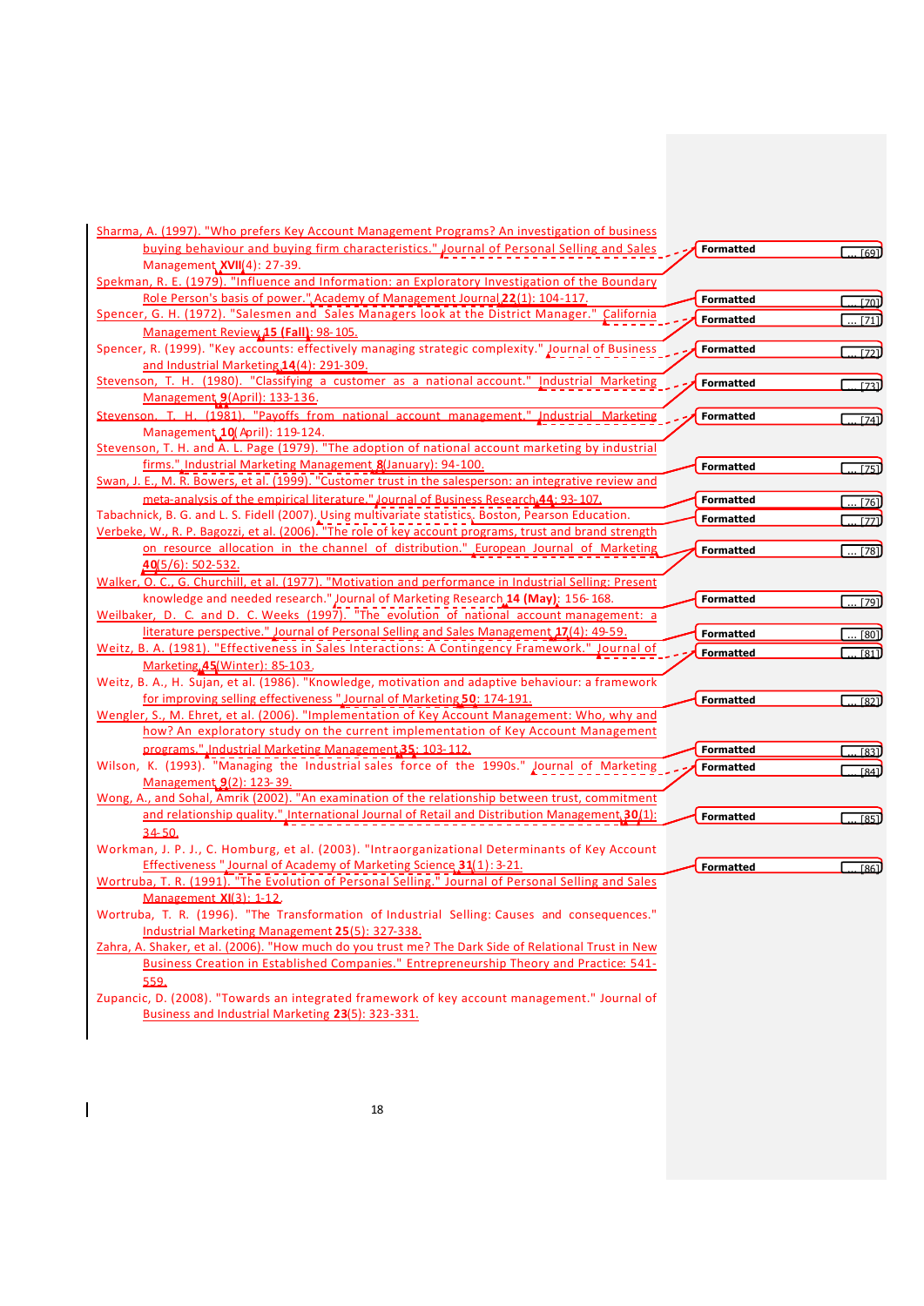Sharma, A. (1997). "Who prefers Key Account Management Programs? An investigation of business buying behaviour and buying firm characteristics." Journal of Personal Selling and Sales Management **XVII**(4): 27-39.

Spekman, R. E. (1979). "Influence and Information: an Exploratory Investigation of the Boundary Role Person's basis of power." Academy of Management Journal **22**(1): 104-117.

Spencer, G. H. (1972). "Salesmen and Sales Managers look at the District Manager." California Management Review **15 (Fall)**: 98-105.

Spencer, R. (1999). "Key accounts: effectively managing strategic complexity." Journal of Business and Industrial Marketing **14**(4): 291-309.

Stevenson, T. H. (1980). "Classifying a customer as a national account." Industrial Marketing Management **9**(April): 133-136.

Stevenson, T. H. (1981). "Payoffs from national account management." Industrial Marketing Management **10**(April): 119-124.

Stevenson, T. H. and A. L. Page (1979). "The adoption of national account marketing by industrial firms." Industrial Marketing Management **8**(January): 94-100.

Swan, J. E., M. R. Bowers, et al. (1999). "Customer trust in the salesperson: an integrative review and meta-analysis of the empirical literature." Journal of Business Research **44**: 93-107.

Tabachnick, B. G. and L. S. Fidell (2007). Using multivariate statistics. Boston, Pearson Education.

Verbeke, W., R. P. Bagozzi, et al. (2006). "The role of key account programs, trust and brand strength on resource allocation in the channel of distribution." European Journal of Marketing **40**(5/6): 502-532.

Walker, O. C., G. Churchill, et al. (1977). "Motivation and performance in Industrial Selling: Present knowledge and needed research." Journal of Marketing Research **14 (May)**: 156-168.

Weilbaker, D. C. and D. C. Weeks (1997). "The evolution of national account management: a literature perspective." Journal of Personal Selling and Sales Management **17**(4): 49-59.

Weitz, B. A. (1981). "Effectiveness in Sales Interactions: A Contingency Framework." Journal of Marketing **45**(Winter): 85-103.

Weitz, B. A., H. Sujan, et al. (1986). "Knowledge, motivation and adaptive behaviour: a framework for improving selling effectiveness." Journal of Marketing **50**: 174-191.

Wengler, S., M. Ehret, et al. (2006). "Implementation of Key Account Management: Who, why and how? An exploratory study on the current implementation of Key Account Management programs." Industrial Marketing Management **35**: 103-112.

Wilson, K. (1993). "Managing the Industrial sales force of the 1990s." Journal of Marketing Management **9**(2): 123-39.

Wong, A., and Sohal, Amrik (2002). "An examination of the relationship between trust, commitment and relationship quality." International Journal of Retail and Distribution Management **30**(1): 34-50.

Workman, J. P. J., C. Homburg, et al. (2003). "Intraorganizational Determinants of Key Account Effectiveness." Journal of Academy of Marketing Science **31**(1): 3-21.

Wortruba, T. R. (1991). "The Evolution of Personal Selling." Journal of Personal Selling and Sales Management **XI**(3): 1-12.

Wortruba, T. R. (1996). "The Transformation of Industrial Selling: Causes and consequences." Industrial Marketing Management **25**(5): 327-338.

Zahra, A. Shaker, et al. (2006). "How much do you trust me? The Dark Side of Relational Trust in New Business Creation in Established Companies." Entrepreneurship Theory and Practice: 541-559.

Zupancic, D. (2008). "Towards an integrated framework of key account management." Journal of Business and Industrial Marketing **23**(5): 323-331.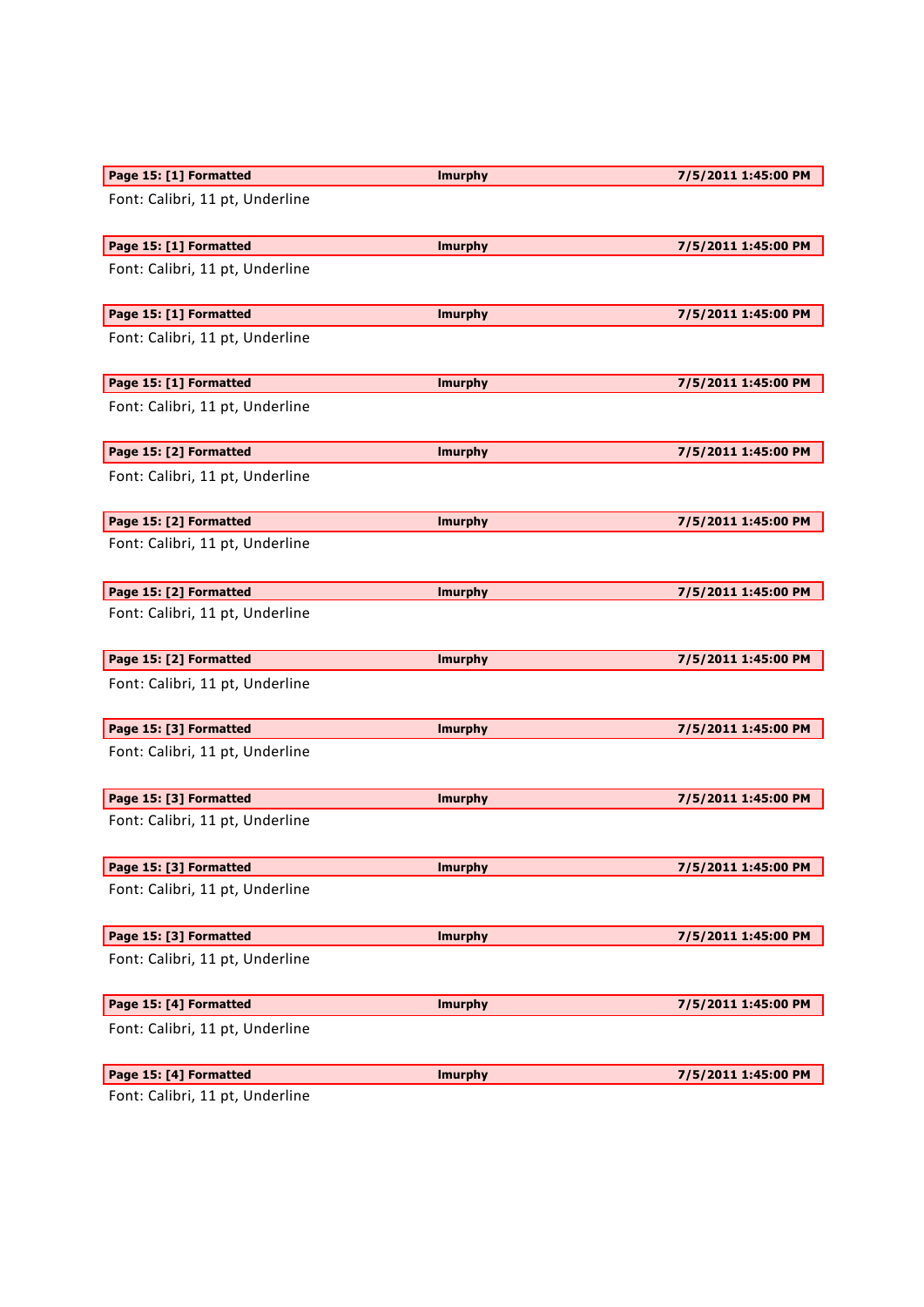| Page 15: [1] Formatted | lmurphy | 7/5/2011 1:45:00 PM |
|---|---|---|

Font: Calibri, 11 pt, Underline

| Page 15: [1] Formatted | lmurphy | 7/5/2011 1:45:00 PM |
|---|---|---|

Font: Calibri, 11 pt, Underline

| Page 15: [1] Formatted | lmurphy | 7/5/2011 1:45:00 PM |
|---|---|---|

Font: Calibri, 11 pt, Underline

| Page 15: [1] Formatted | lmurphy | 7/5/2011 1:45:00 PM |
|---|---|---|

Font: Calibri, 11 pt, Underline

| Page 15: [2] Formatted | lmurphy | 7/5/2011 1:45:00 PM |
|---|---|---|

Font: Calibri, 11 pt, Underline

| Page 15: [2] Formatted | lmurphy | 7/5/2011 1:45:00 PM |
|---|---|---|

Font: Calibri, 11 pt, Underline

| Page 15: [2] Formatted | lmurphy | 7/5/2011 1:45:00 PM |
|---|---|---|

Font: Calibri, 11 pt, Underline

| Page 15: [2] Formatted | lmurphy | 7/5/2011 1:45:00 PM |
|---|---|---|

Font: Calibri, 11 pt, Underline

| Page 15: [3] Formatted | lmurphy | 7/5/2011 1:45:00 PM |
|---|---|---|

Font: Calibri, 11 pt, Underline

| Page 15: [3] Formatted | lmurphy | 7/5/2011 1:45:00 PM |
|---|---|---|

Font: Calibri, 11 pt, Underline

| Page 15: [3] Formatted | lmurphy | 7/5/2011 1:45:00 PM |
|---|---|---|

Font: Calibri, 11 pt, Underline

| Page 15: [3] Formatted | lmurphy | 7/5/2011 1:45:00 PM |
|---|---|---|

Font: Calibri, 11 pt, Underline

| Page 15: [4] Formatted | lmurphy | 7/5/2011 1:45:00 PM |
|---|---|---|

Font: Calibri, 11 pt, Underline

| Page 15: [4] Formatted | lmurphy | 7/5/2011 1:45:00 PM |
|---|---|---|

Font: Calibri, 11 pt, Underline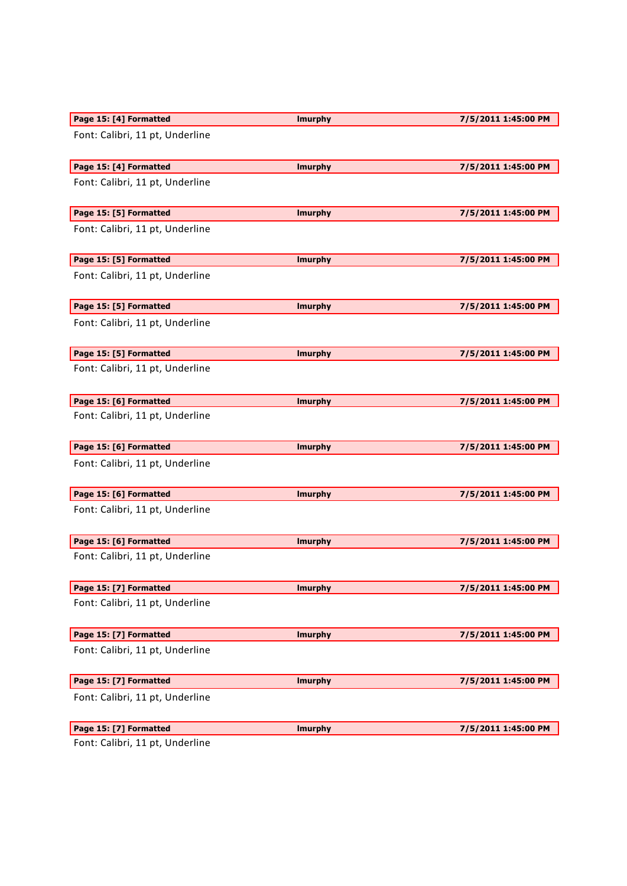| Page 15: [4] Formatted | lmurphy | 7/5/2011 1:45:00 PM |
|---|---|---|

Font: Calibri, 11 pt, Underline

| Page 15: [4] Formatted | lmurphy | 7/5/2011 1:45:00 PM |
|---|---|---|

Font: Calibri, 11 pt, Underline

| Page 15: [5] Formatted | lmurphy | 7/5/2011 1:45:00 PM |
|---|---|---|

Font: Calibri, 11 pt, Underline

| Page 15: [5] Formatted | lmurphy | 7/5/2011 1:45:00 PM |
|---|---|---|

Font: Calibri, 11 pt, Underline

| Page 15: [5] Formatted | lmurphy | 7/5/2011 1:45:00 PM |
|---|---|---|

Font: Calibri, 11 pt, Underline

| Page 15: [5] Formatted | lmurphy | 7/5/2011 1:45:00 PM |
|---|---|---|

Font: Calibri, 11 pt, Underline

| Page 15: [6] Formatted | lmurphy | 7/5/2011 1:45:00 PM |
|---|---|---|

Font: Calibri, 11 pt, Underline

| Page 15: [6] Formatted | lmurphy | 7/5/2011 1:45:00 PM |
|---|---|---|

Font: Calibri, 11 pt, Underline

| Page 15: [6] Formatted | lmurphy | 7/5/2011 1:45:00 PM |
|---|---|---|

Font: Calibri, 11 pt, Underline

| Page 15: [6] Formatted | lmurphy | 7/5/2011 1:45:00 PM |
|---|---|---|

Font: Calibri, 11 pt, Underline

| Page 15: [7] Formatted | lmurphy | 7/5/2011 1:45:00 PM |
|---|---|---|

Font: Calibri, 11 pt, Underline

| Page 15: [7] Formatted | lmurphy | 7/5/2011 1:45:00 PM |
|---|---|---|

Font: Calibri, 11 pt, Underline

| Page 15: [7] Formatted | lmurphy | 7/5/2011 1:45:00 PM |
|---|---|---|

Font: Calibri, 11 pt, Underline

| Page 15: [7] Formatted | lmurphy | 7/5/2011 1:45:00 PM |
|---|---|---|

Font: Calibri, 11 pt, Underline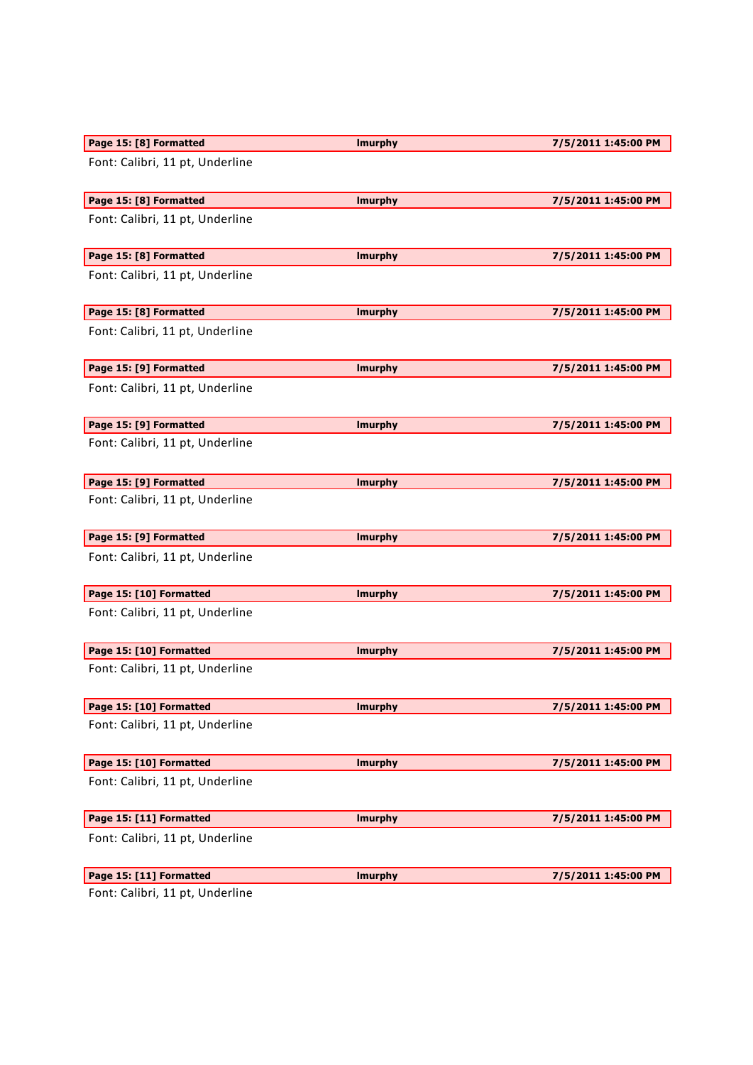| Page 15: [8] Formatted | lmurphy | 7/5/2011 1:45:00 PM |
|---|---|---|

Font: Calibri, 11 pt, Underline

| Page 15: [8] Formatted | lmurphy | 7/5/2011 1:45:00 PM |
|---|---|---|

Font: Calibri, 11 pt, Underline

| Page 15: [8] Formatted | lmurphy | 7/5/2011 1:45:00 PM |
|---|---|---|

Font: Calibri, 11 pt, Underline

| Page 15: [8] Formatted | lmurphy | 7/5/2011 1:45:00 PM |
|---|---|---|

Font: Calibri, 11 pt, Underline

| Page 15: [9] Formatted | lmurphy | 7/5/2011 1:45:00 PM |
|---|---|---|

Font: Calibri, 11 pt, Underline

| Page 15: [9] Formatted | lmurphy | 7/5/2011 1:45:00 PM |
|---|---|---|

Font: Calibri, 11 pt, Underline

| Page 15: [9] Formatted | lmurphy | 7/5/2011 1:45:00 PM |
|---|---|---|

Font: Calibri, 11 pt, Underline

| Page 15: [9] Formatted | lmurphy | 7/5/2011 1:45:00 PM |
|---|---|---|

Font: Calibri, 11 pt, Underline

| Page 15: [10] Formatted | lmurphy | 7/5/2011 1:45:00 PM |
|---|---|---|

Font: Calibri, 11 pt, Underline

| Page 15: [10] Formatted | lmurphy | 7/5/2011 1:45:00 PM |
|---|---|---|

Font: Calibri, 11 pt, Underline

| Page 15: [10] Formatted | lmurphy | 7/5/2011 1:45:00 PM |
|---|---|---|

Font: Calibri, 11 pt, Underline

| Page 15: [10] Formatted | lmurphy | 7/5/2011 1:45:00 PM |
|---|---|---|

Font: Calibri, 11 pt, Underline

| Page 15: [11] Formatted | lmurphy | 7/5/2011 1:45:00 PM |
|---|---|---|

Font: Calibri, 11 pt, Underline

| Page 15: [11] Formatted | lmurphy | 7/5/2011 1:45:00 PM |
|---|---|---|

Font: Calibri, 11 pt, Underline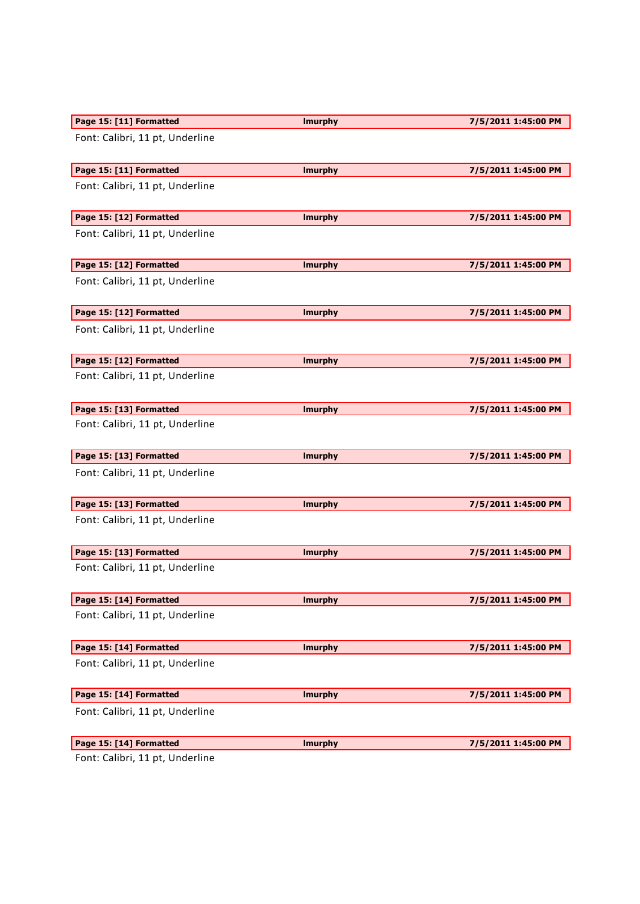| Page 15: [11] Formatted | lmurphy | 7/5/2011 1:45:00 PM |
|---|---|---|

Font: Calibri, 11 pt, Underline

| Page 15: [11] Formatted | lmurphy | 7/5/2011 1:45:00 PM |
|---|---|---|

Font: Calibri, 11 pt, Underline

| Page 15: [12] Formatted | lmurphy | 7/5/2011 1:45:00 PM |
|---|---|---|

Font: Calibri, 11 pt, Underline

| Page 15: [12] Formatted | lmurphy | 7/5/2011 1:45:00 PM |
|---|---|---|

Font: Calibri, 11 pt, Underline

| Page 15: [12] Formatted | lmurphy | 7/5/2011 1:45:00 PM |
|---|---|---|

Font: Calibri, 11 pt, Underline

| Page 15: [12] Formatted | lmurphy | 7/5/2011 1:45:00 PM |
|---|---|---|

Font: Calibri, 11 pt, Underline

| Page 15: [13] Formatted | lmurphy | 7/5/2011 1:45:00 PM |
|---|---|---|

Font: Calibri, 11 pt, Underline

| Page 15: [13] Formatted | lmurphy | 7/5/2011 1:45:00 PM |
|---|---|---|

Font: Calibri, 11 pt, Underline

| Page 15: [13] Formatted | lmurphy | 7/5/2011 1:45:00 PM |
|---|---|---|

Font: Calibri, 11 pt, Underline

| Page 15: [13] Formatted | lmurphy | 7/5/2011 1:45:00 PM |
|---|---|---|

Font: Calibri, 11 pt, Underline

| Page 15: [14] Formatted | lmurphy | 7/5/2011 1:45:00 PM |
|---|---|---|

Font: Calibri, 11 pt, Underline

| Page 15: [14] Formatted | lmurphy | 7/5/2011 1:45:00 PM |
|---|---|---|

Font: Calibri, 11 pt, Underline

| Page 15: [14] Formatted | lmurphy | 7/5/2011 1:45:00 PM |
|---|---|---|

Font: Calibri, 11 pt, Underline

| Page 15: [14] Formatted | lmurphy | 7/5/2011 1:45:00 PM |
|---|---|---|

Font: Calibri, 11 pt, Underline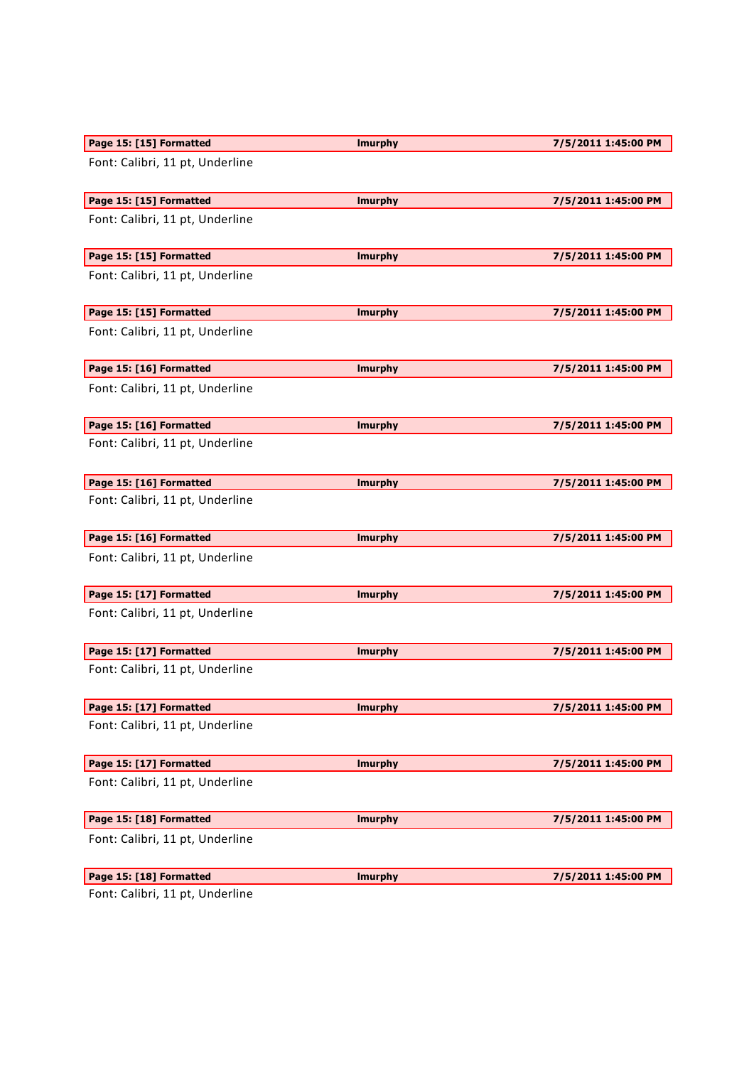| Page 15: [15] Formatted | lmurphy | 7/5/2011 1:45:00 PM |
|---|---|---|

Font: Calibri, 11 pt, Underline

| Page 15: [15] Formatted | lmurphy | 7/5/2011 1:45:00 PM |
|---|---|---|

Font: Calibri, 11 pt, Underline

| Page 15: [15] Formatted | lmurphy | 7/5/2011 1:45:00 PM |
|---|---|---|

Font: Calibri, 11 pt, Underline

| Page 15: [15] Formatted | lmurphy | 7/5/2011 1:45:00 PM |
|---|---|---|

Font: Calibri, 11 pt, Underline

| Page 15: [16] Formatted | lmurphy | 7/5/2011 1:45:00 PM |
|---|---|---|

Font: Calibri, 11 pt, Underline

| Page 15: [16] Formatted | lmurphy | 7/5/2011 1:45:00 PM |
|---|---|---|

Font: Calibri, 11 pt, Underline

| Page 15: [16] Formatted | lmurphy | 7/5/2011 1:45:00 PM |
|---|---|---|

Font: Calibri, 11 pt, Underline

| Page 15: [16] Formatted | lmurphy | 7/5/2011 1:45:00 PM |
|---|---|---|

Font: Calibri, 11 pt, Underline

| Page 15: [17] Formatted | lmurphy | 7/5/2011 1:45:00 PM |
|---|---|---|

Font: Calibri, 11 pt, Underline

| Page 15: [17] Formatted | lmurphy | 7/5/2011 1:45:00 PM |
|---|---|---|

Font: Calibri, 11 pt, Underline

| Page 15: [17] Formatted | lmurphy | 7/5/2011 1:45:00 PM |
|---|---|---|

Font: Calibri, 11 pt, Underline

| Page 15: [17] Formatted | lmurphy | 7/5/2011 1:45:00 PM |
|---|---|---|

Font: Calibri, 11 pt, Underline

| Page 15: [18] Formatted | lmurphy | 7/5/2011 1:45:00 PM |
|---|---|---|

Font: Calibri, 11 pt, Underline

| Page 15: [18] Formatted | lmurphy | 7/5/2011 1:45:00 PM |
|---|---|---|

Font: Calibri, 11 pt, Underline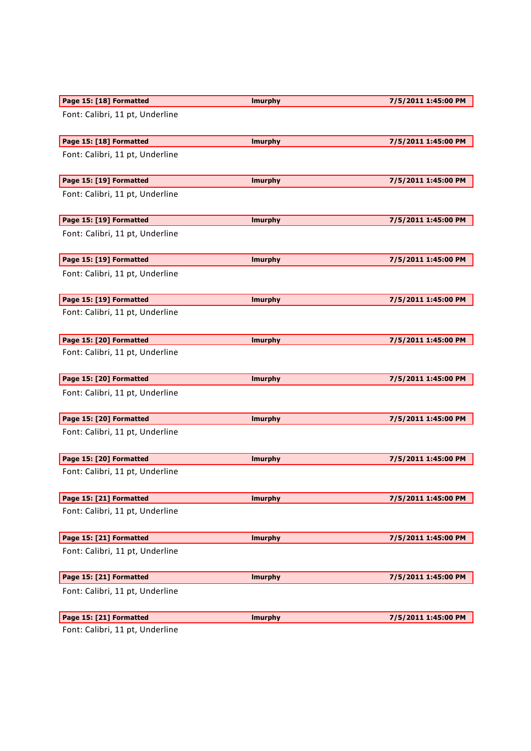| Page 15: [18] Formatted | lmurphy | 7/5/2011 1:45:00 PM |
|---|---|---|

Font: Calibri, 11 pt, Underline

| Page 15: [18] Formatted | lmurphy | 7/5/2011 1:45:00 PM |
|---|---|---|

Font: Calibri, 11 pt, Underline

| Page 15: [19] Formatted | lmurphy | 7/5/2011 1:45:00 PM |
|---|---|---|

Font: Calibri, 11 pt, Underline

| Page 15: [19] Formatted | lmurphy | 7/5/2011 1:45:00 PM |
|---|---|---|

Font: Calibri, 11 pt, Underline

| Page 15: [19] Formatted | lmurphy | 7/5/2011 1:45:00 PM |
|---|---|---|

Font: Calibri, 11 pt, Underline

| Page 15: [19] Formatted | lmurphy | 7/5/2011 1:45:00 PM |
|---|---|---|

Font: Calibri, 11 pt, Underline

| Page 15: [20] Formatted | lmurphy | 7/5/2011 1:45:00 PM |
|---|---|---|

Font: Calibri, 11 pt, Underline

| Page 15: [20] Formatted | lmurphy | 7/5/2011 1:45:00 PM |
|---|---|---|

Font: Calibri, 11 pt, Underline

| Page 15: [20] Formatted | lmurphy | 7/5/2011 1:45:00 PM |
|---|---|---|

Font: Calibri, 11 pt, Underline

| Page 15: [20] Formatted | lmurphy | 7/5/2011 1:45:00 PM |
|---|---|---|

Font: Calibri, 11 pt, Underline

| Page 15: [21] Formatted | lmurphy | 7/5/2011 1:45:00 PM |
|---|---|---|

Font: Calibri, 11 pt, Underline

| Page 15: [21] Formatted | lmurphy | 7/5/2011 1:45:00 PM |
|---|---|---|

Font: Calibri, 11 pt, Underline

| Page 15: [21] Formatted | lmurphy | 7/5/2011 1:45:00 PM |
|---|---|---|

Font: Calibri, 11 pt, Underline

| Page 15: [21] Formatted | lmurphy | 7/5/2011 1:45:00 PM |
|---|---|---|

Font: Calibri, 11 pt, Underline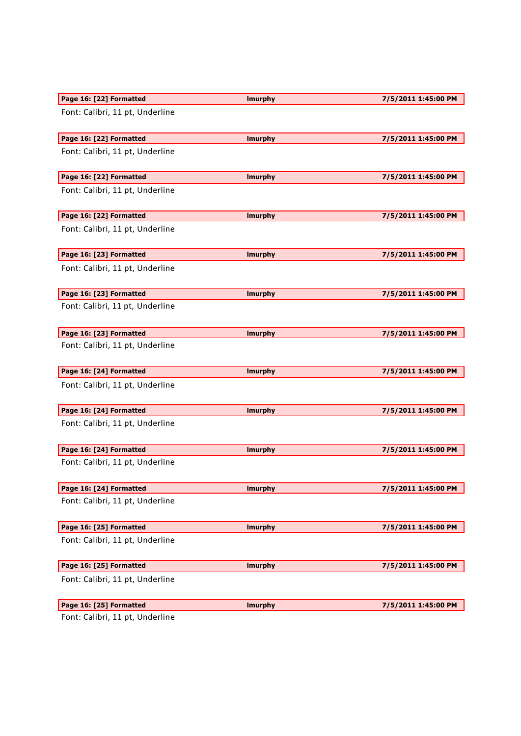| Page 16: [22] Formatted | lmurphy | 7/5/2011 1:45:00 PM |
|---|---|---|

Font: Calibri, 11 pt, Underline

| Page 16: [22] Formatted | lmurphy | 7/5/2011 1:45:00 PM |
|---|---|---|

Font: Calibri, 11 pt, Underline

| Page 16: [22] Formatted | lmurphy | 7/5/2011 1:45:00 PM |
|---|---|---|

Font: Calibri, 11 pt, Underline

| Page 16: [22] Formatted | lmurphy | 7/5/2011 1:45:00 PM |
|---|---|---|

Font: Calibri, 11 pt, Underline

| Page 16: [23] Formatted | lmurphy | 7/5/2011 1:45:00 PM |
|---|---|---|

Font: Calibri, 11 pt, Underline

| Page 16: [23] Formatted | lmurphy | 7/5/2011 1:45:00 PM |
|---|---|---|

Font: Calibri, 11 pt, Underline

| Page 16: [23] Formatted | lmurphy | 7/5/2011 1:45:00 PM |
|---|---|---|

Font: Calibri, 11 pt, Underline

| Page 16: [24] Formatted | lmurphy | 7/5/2011 1:45:00 PM |
|---|---|---|

Font: Calibri, 11 pt, Underline

| Page 16: [24] Formatted | lmurphy | 7/5/2011 1:45:00 PM |
|---|---|---|

Font: Calibri, 11 pt, Underline

| Page 16: [24] Formatted | lmurphy | 7/5/2011 1:45:00 PM |
|---|---|---|

Font: Calibri, 11 pt, Underline

| Page 16: [24] Formatted | lmurphy | 7/5/2011 1:45:00 PM |
|---|---|---|

Font: Calibri, 11 pt, Underline

| Page 16: [25] Formatted | lmurphy | 7/5/2011 1:45:00 PM |
|---|---|---|

Font: Calibri, 11 pt, Underline

| Page 16: [25] Formatted | lmurphy | 7/5/2011 1:45:00 PM |
|---|---|---|

Font: Calibri, 11 pt, Underline

| Page 16: [25] Formatted | lmurphy | 7/5/2011 1:45:00 PM |
|---|---|---|

Font: Calibri, 11 pt, Underline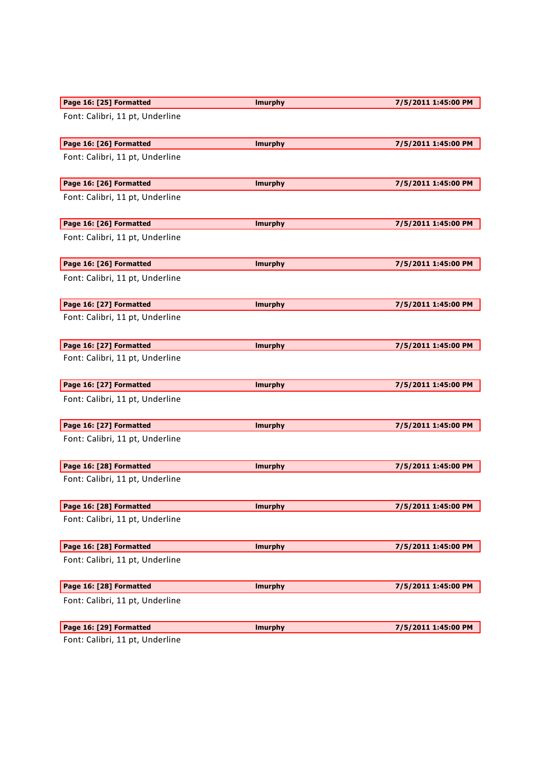| Page 16: [25] Formatted | lmurphy | 7/5/2011 1:45:00 PM |
|---|---|---|

Font: Calibri, 11 pt, Underline

| Page 16: [26] Formatted | lmurphy | 7/5/2011 1:45:00 PM |
|---|---|---|

Font: Calibri, 11 pt, Underline

| Page 16: [26] Formatted | lmurphy | 7/5/2011 1:45:00 PM |
|---|---|---|

Font: Calibri, 11 pt, Underline

| Page 16: [26] Formatted | lmurphy | 7/5/2011 1:45:00 PM |
|---|---|---|

Font: Calibri, 11 pt, Underline

| Page 16: [26] Formatted | lmurphy | 7/5/2011 1:45:00 PM |
|---|---|---|

Font: Calibri, 11 pt, Underline

| Page 16: [27] Formatted | lmurphy | 7/5/2011 1:45:00 PM |
|---|---|---|

Font: Calibri, 11 pt, Underline

| Page 16: [27] Formatted | lmurphy | 7/5/2011 1:45:00 PM |
|---|---|---|

Font: Calibri, 11 pt, Underline

| Page 16: [27] Formatted | lmurphy | 7/5/2011 1:45:00 PM |
|---|---|---|

Font: Calibri, 11 pt, Underline

| Page 16: [27] Formatted | lmurphy | 7/5/2011 1:45:00 PM |
|---|---|---|

Font: Calibri, 11 pt, Underline

| Page 16: [28] Formatted | lmurphy | 7/5/2011 1:45:00 PM |
|---|---|---|

Font: Calibri, 11 pt, Underline

| Page 16: [28] Formatted | lmurphy | 7/5/2011 1:45:00 PM |
|---|---|---|

Font: Calibri, 11 pt, Underline

| Page 16: [28] Formatted | lmurphy | 7/5/2011 1:45:00 PM |
|---|---|---|

Font: Calibri, 11 pt, Underline

| Page 16: [28] Formatted | lmurphy | 7/5/2011 1:45:00 PM |
|---|---|---|

Font: Calibri, 11 pt, Underline

| Page 16: [29] Formatted | lmurphy | 7/5/2011 1:45:00 PM |
|---|---|---|

Font: Calibri, 11 pt, Underline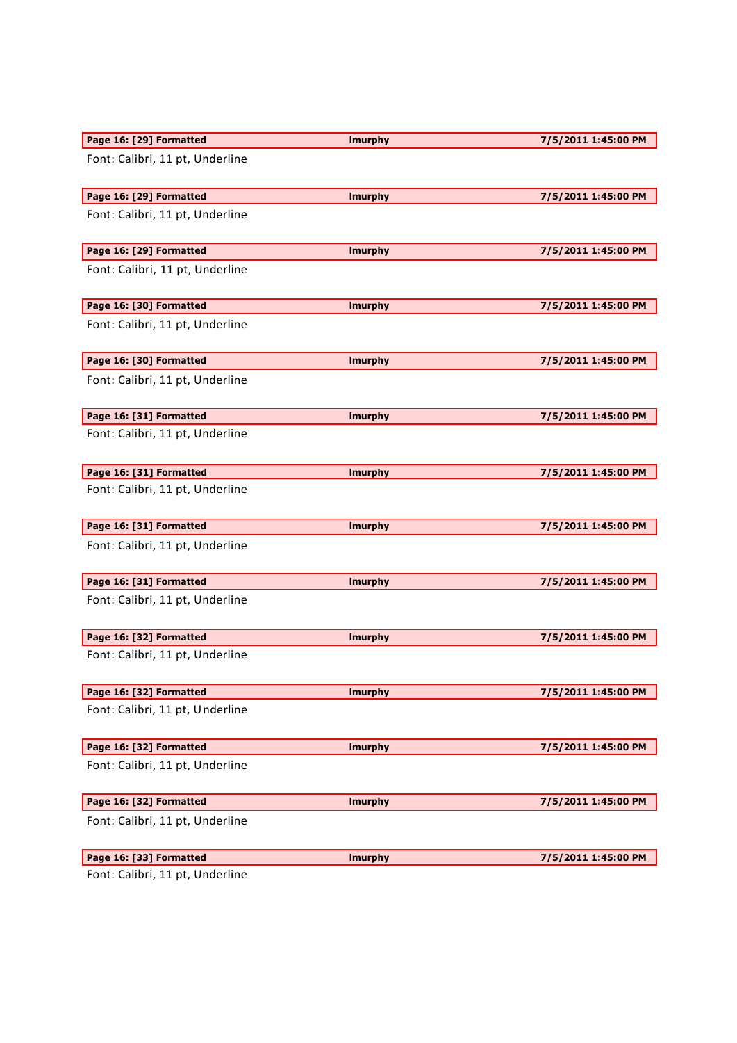| Page 16: [29] Formatted | lmurphy | 7/5/2011 1:45:00 PM |
|---|---|---|

Font: Calibri, 11 pt, Underline

| Page 16: [29] Formatted | lmurphy | 7/5/2011 1:45:00 PM |
|---|---|---|

Font: Calibri, 11 pt, Underline

| Page 16: [29] Formatted | lmurphy | 7/5/2011 1:45:00 PM |
|---|---|---|

Font: Calibri, 11 pt, Underline

| Page 16: [30] Formatted | lmurphy | 7/5/2011 1:45:00 PM |
|---|---|---|

Font: Calibri, 11 pt, Underline

| Page 16: [30] Formatted | lmurphy | 7/5/2011 1:45:00 PM |
|---|---|---|

Font: Calibri, 11 pt, Underline

| Page 16: [31] Formatted | lmurphy | 7/5/2011 1:45:00 PM |
|---|---|---|

Font: Calibri, 11 pt, Underline

| Page 16: [31] Formatted | lmurphy | 7/5/2011 1:45:00 PM |
|---|---|---|

Font: Calibri, 11 pt, Underline

| Page 16: [31] Formatted | lmurphy | 7/5/2011 1:45:00 PM |
|---|---|---|

Font: Calibri, 11 pt, Underline

| Page 16: [31] Formatted | lmurphy | 7/5/2011 1:45:00 PM |
|---|---|---|

Font: Calibri, 11 pt, Underline

| Page 16: [32] Formatted | lmurphy | 7/5/2011 1:45:00 PM |
|---|---|---|

Font: Calibri, 11 pt, Underline

| Page 16: [32] Formatted | lmurphy | 7/5/2011 1:45:00 PM |
|---|---|---|

Font: Calibri, 11 pt, Underline

| Page 16: [32] Formatted | lmurphy | 7/5/2011 1:45:00 PM |
|---|---|---|

Font: Calibri, 11 pt, Underline

| Page 16: [32] Formatted | lmurphy | 7/5/2011 1:45:00 PM |
|---|---|---|

Font: Calibri, 11 pt, Underline

| Page 16: [33] Formatted | lmurphy | 7/5/2011 1:45:00 PM |
|---|---|---|

Font: Calibri, 11 pt, Underline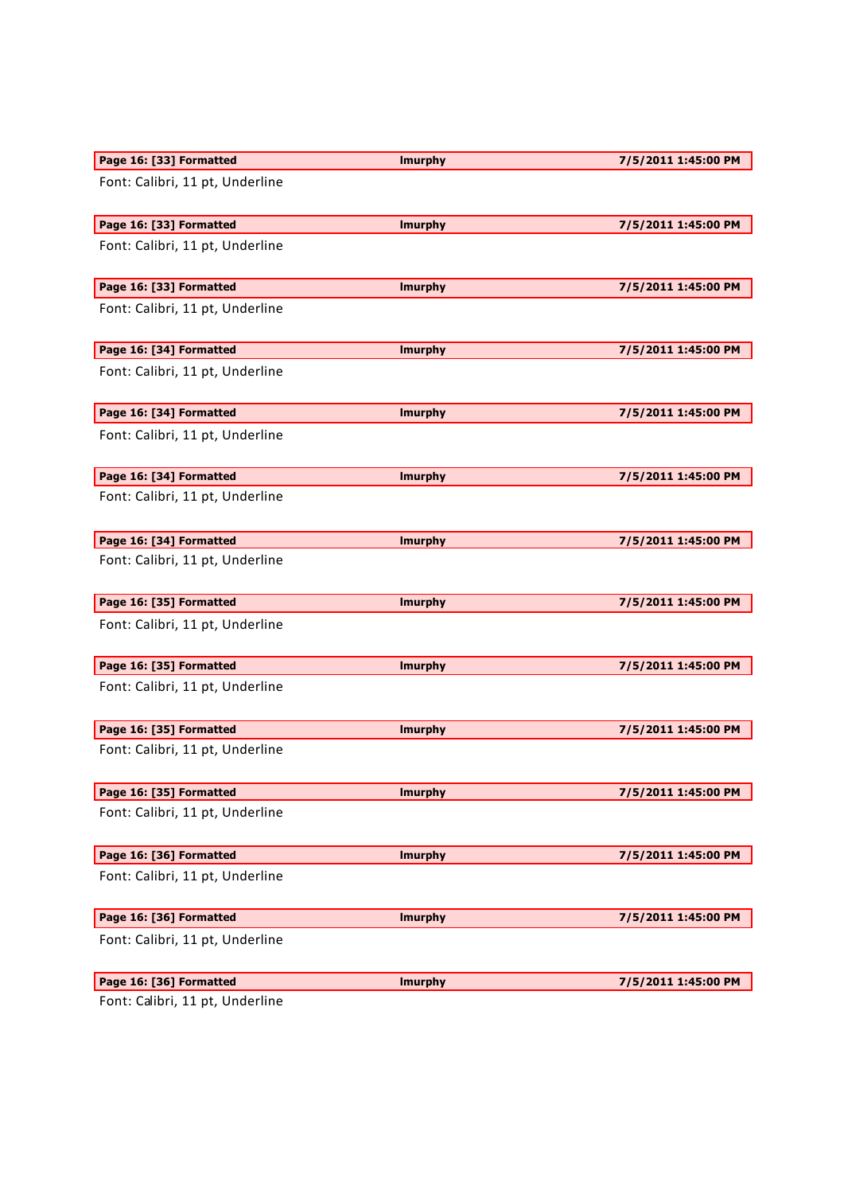| Page 16: [33] Formatted | lmurphy | 7/5/2011 1:45:00 PM |
|---|---|---|

Font: Calibri, 11 pt, Underline

| Page 16: [33] Formatted | lmurphy | 7/5/2011 1:45:00 PM |
|---|---|---|

Font: Calibri, 11 pt, Underline

| Page 16: [33] Formatted | lmurphy | 7/5/2011 1:45:00 PM |
|---|---|---|

Font: Calibri, 11 pt, Underline

| Page 16: [34] Formatted | lmurphy | 7/5/2011 1:45:00 PM |
|---|---|---|

Font: Calibri, 11 pt, Underline

| Page 16: [34] Formatted | lmurphy | 7/5/2011 1:45:00 PM |
|---|---|---|

Font: Calibri, 11 pt, Underline

| Page 16: [34] Formatted | lmurphy | 7/5/2011 1:45:00 PM |
|---|---|---|

Font: Calibri, 11 pt, Underline

| Page 16: [34] Formatted | lmurphy | 7/5/2011 1:45:00 PM |
|---|---|---|

Font: Calibri, 11 pt, Underline

| Page 16: [35] Formatted | lmurphy | 7/5/2011 1:45:00 PM |
|---|---|---|

Font: Calibri, 11 pt, Underline

| Page 16: [35] Formatted | lmurphy | 7/5/2011 1:45:00 PM |
|---|---|---|

Font: Calibri, 11 pt, Underline

| Page 16: [35] Formatted | lmurphy | 7/5/2011 1:45:00 PM |
|---|---|---|

Font: Calibri, 11 pt, Underline

| Page 16: [35] Formatted | lmurphy | 7/5/2011 1:45:00 PM |
|---|---|---|

Font: Calibri, 11 pt, Underline

| Page 16: [36] Formatted | lmurphy | 7/5/2011 1:45:00 PM |
|---|---|---|

Font: Calibri, 11 pt, Underline

| Page 16: [36] Formatted | lmurphy | 7/5/2011 1:45:00 PM |
|---|---|---|

Font: Calibri, 11 pt, Underline

| Page 16: [36] Formatted | lmurphy | 7/5/2011 1:45:00 PM |
|---|---|---|

Font: Calibri, 11 pt, Underline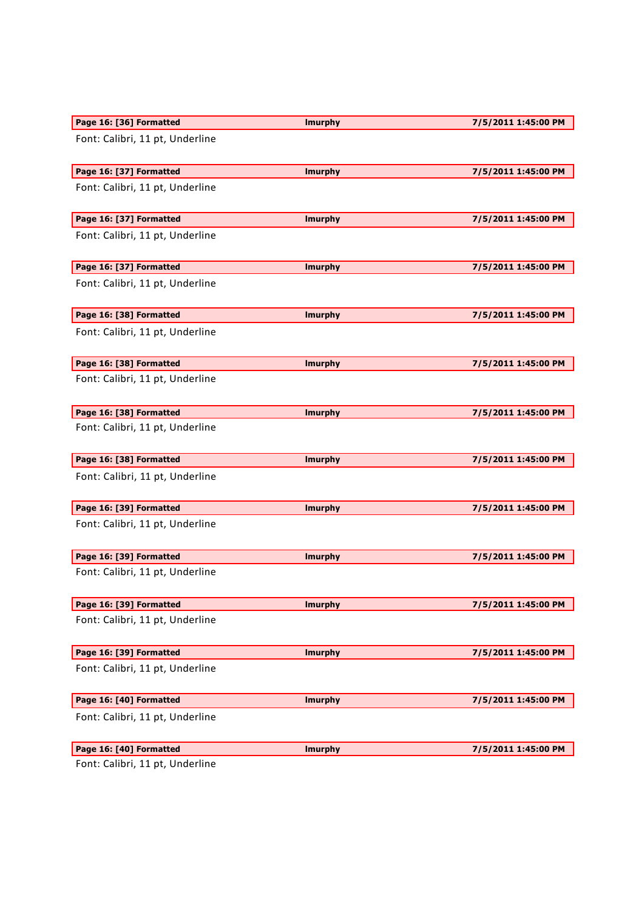| Page 16: [36] Formatted | lmurphy | 7/5/2011 1:45:00 PM |
| --- | --- | --- |

Font: Calibri, 11 pt, Underline

| Page 16: [37] Formatted | lmurphy | 7/5/2011 1:45:00 PM |
| --- | --- | --- |

Font: Calibri, 11 pt, Underline

| Page 16: [37] Formatted | lmurphy | 7/5/2011 1:45:00 PM |
| --- | --- | --- |

Font: Calibri, 11 pt, Underline

| Page 16: [37] Formatted | lmurphy | 7/5/2011 1:45:00 PM |
| --- | --- | --- |

Font: Calibri, 11 pt, Underline

| Page 16: [38] Formatted | lmurphy | 7/5/2011 1:45:00 PM |
| --- | --- | --- |

Font: Calibri, 11 pt, Underline

| Page 16: [38] Formatted | lmurphy | 7/5/2011 1:45:00 PM |
| --- | --- | --- |

Font: Calibri, 11 pt, Underline

| Page 16: [38] Formatted | lmurphy | 7/5/2011 1:45:00 PM |
| --- | --- | --- |

Font: Calibri, 11 pt, Underline

| Page 16: [38] Formatted | lmurphy | 7/5/2011 1:45:00 PM |
| --- | --- | --- |

Font: Calibri, 11 pt, Underline

| Page 16: [39] Formatted | lmurphy | 7/5/2011 1:45:00 PM |
| --- | --- | --- |

Font: Calibri, 11 pt, Underline

| Page 16: [39] Formatted | lmurphy | 7/5/2011 1:45:00 PM |
| --- | --- | --- |

Font: Calibri, 11 pt, Underline

| Page 16: [39] Formatted | lmurphy | 7/5/2011 1:45:00 PM |
| --- | --- | --- |

Font: Calibri, 11 pt, Underline

| Page 16: [39] Formatted | lmurphy | 7/5/2011 1:45:00 PM |
| --- | --- | --- |

Font: Calibri, 11 pt, Underline

| Page 16: [40] Formatted | lmurphy | 7/5/2011 1:45:00 PM |
| --- | --- | --- |

Font: Calibri, 11 pt, Underline

| Page 16: [40] Formatted | lmurphy | 7/5/2011 1:45:00 PM |
| --- | --- | --- |

Font: Calibri, 11 pt, Underline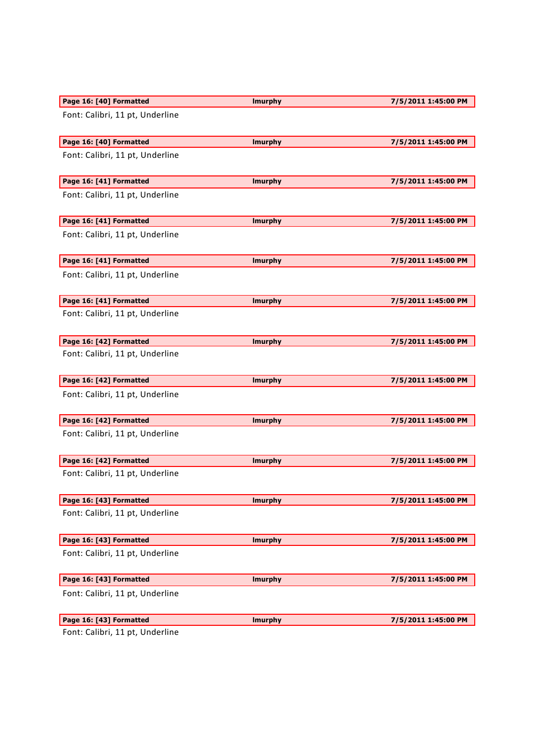| Page 16: [40] Formatted | lmurphy | 7/5/2011 1:45:00 PM |
|---|---|---|

Font: Calibri, 11 pt, Underline

| Page 16: [40] Formatted | lmurphy | 7/5/2011 1:45:00 PM |
|---|---|---|

Font: Calibri, 11 pt, Underline

| Page 16: [41] Formatted | lmurphy | 7/5/2011 1:45:00 PM |
|---|---|---|

Font: Calibri, 11 pt, Underline

| Page 16: [41] Formatted | lmurphy | 7/5/2011 1:45:00 PM |
|---|---|---|

Font: Calibri, 11 pt, Underline

| Page 16: [41] Formatted | lmurphy | 7/5/2011 1:45:00 PM |
|---|---|---|

Font: Calibri, 11 pt, Underline

| Page 16: [41] Formatted | lmurphy | 7/5/2011 1:45:00 PM |
|---|---|---|

Font: Calibri, 11 pt, Underline

| Page 16: [42] Formatted | lmurphy | 7/5/2011 1:45:00 PM |
|---|---|---|

Font: Calibri, 11 pt, Underline

| Page 16: [42] Formatted | lmurphy | 7/5/2011 1:45:00 PM |
|---|---|---|

Font: Calibri, 11 pt, Underline

| Page 16: [42] Formatted | lmurphy | 7/5/2011 1:45:00 PM |
|---|---|---|

Font: Calibri, 11 pt, Underline

| Page 16: [42] Formatted | lmurphy | 7/5/2011 1:45:00 PM |
|---|---|---|

Font: Calibri, 11 pt, Underline

| Page 16: [43] Formatted | lmurphy | 7/5/2011 1:45:00 PM |
|---|---|---|

Font: Calibri, 11 pt, Underline

| Page 16: [43] Formatted | lmurphy | 7/5/2011 1:45:00 PM |
|---|---|---|

Font: Calibri, 11 pt, Underline

| Page 16: [43] Formatted | lmurphy | 7/5/2011 1:45:00 PM |
|---|---|---|

Font: Calibri, 11 pt, Underline

| Page 16: [43] Formatted | lmurphy | 7/5/2011 1:45:00 PM |
|---|---|---|

Font: Calibri, 11 pt, Underline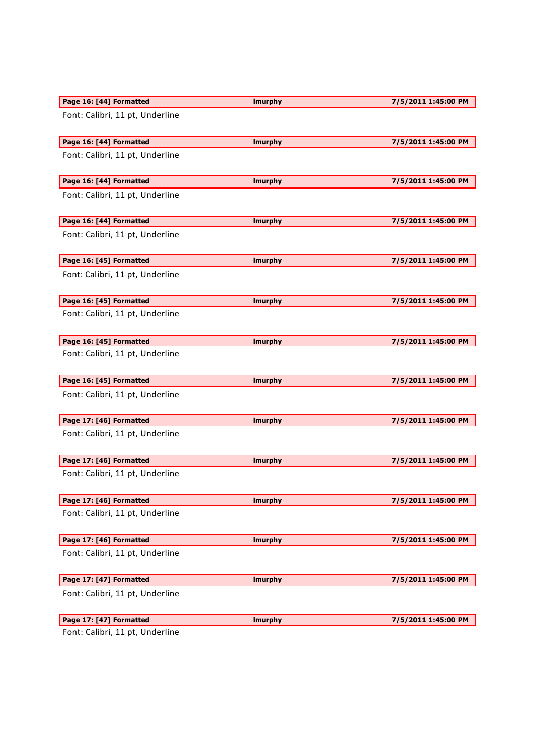| Page 16: [44] Formatted | lmurphy | 7/5/2011 1:45:00 PM |
|---|---|---|

Font: Calibri, 11 pt, Underline

| Page 16: [44] Formatted | lmurphy | 7/5/2011 1:45:00 PM |
|---|---|---|

Font: Calibri, 11 pt, Underline

| Page 16: [44] Formatted | lmurphy | 7/5/2011 1:45:00 PM |
|---|---|---|

Font: Calibri, 11 pt, Underline

| Page 16: [44] Formatted | lmurphy | 7/5/2011 1:45:00 PM |
|---|---|---|

Font: Calibri, 11 pt, Underline

| Page 16: [45] Formatted | lmurphy | 7/5/2011 1:45:00 PM |
|---|---|---|

Font: Calibri, 11 pt, Underline

| Page 16: [45] Formatted | lmurphy | 7/5/2011 1:45:00 PM |
|---|---|---|

Font: Calibri, 11 pt, Underline

| Page 16: [45] Formatted | lmurphy | 7/5/2011 1:45:00 PM |
|---|---|---|

Font: Calibri, 11 pt, Underline

| Page 16: [45] Formatted | lmurphy | 7/5/2011 1:45:00 PM |
|---|---|---|

Font: Calibri, 11 pt, Underline

| Page 17: [46] Formatted | lmurphy | 7/5/2011 1:45:00 PM |
|---|---|---|

Font: Calibri, 11 pt, Underline

| Page 17: [46] Formatted | lmurphy | 7/5/2011 1:45:00 PM |
|---|---|---|

Font: Calibri, 11 pt, Underline

| Page 17: [46] Formatted | lmurphy | 7/5/2011 1:45:00 PM |
|---|---|---|

Font: Calibri, 11 pt, Underline

| Page 17: [46] Formatted | lmurphy | 7/5/2011 1:45:00 PM |
|---|---|---|

Font: Calibri, 11 pt, Underline

| Page 17: [47] Formatted | lmurphy | 7/5/2011 1:45:00 PM |
|---|---|---|

Font: Calibri, 11 pt, Underline

| Page 17: [47] Formatted | lmurphy | 7/5/2011 1:45:00 PM |
|---|---|---|

Font: Calibri, 11 pt, Underline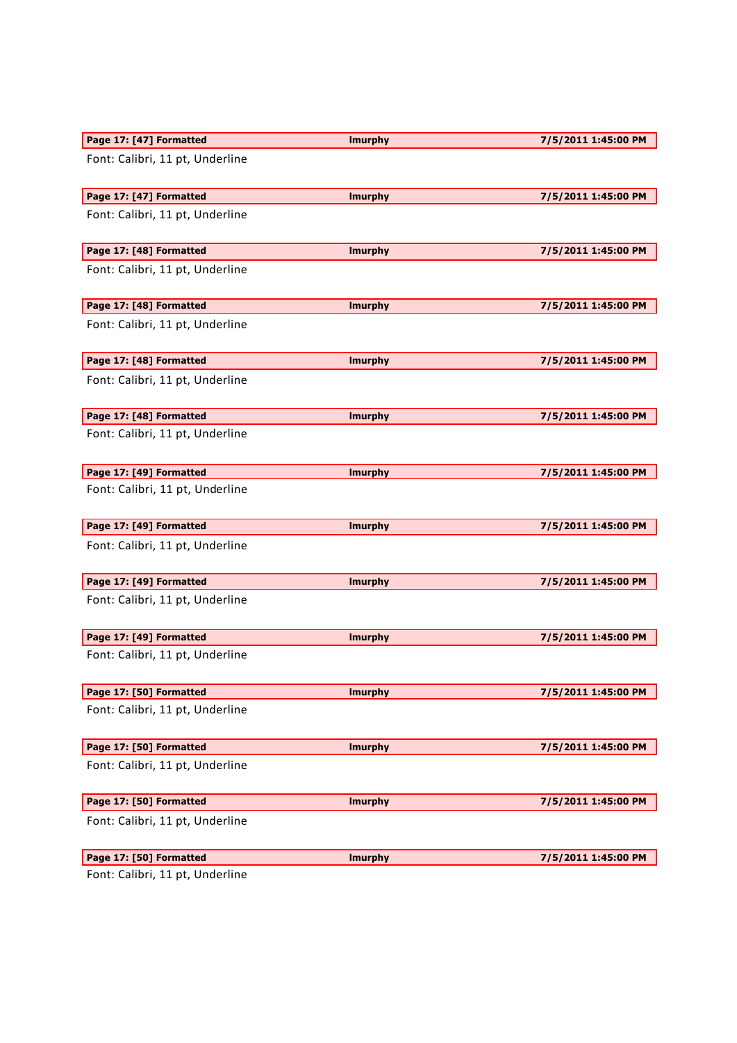| Page 17: [47] Formatted | lmurphy | 7/5/2011 1:45:00 PM |
|---|---|---|

Font: Calibri, 11 pt, Underline

| Page 17: [47] Formatted | lmurphy | 7/5/2011 1:45:00 PM |
|---|---|---|

Font: Calibri, 11 pt, Underline

| Page 17: [48] Formatted | lmurphy | 7/5/2011 1:45:00 PM |
|---|---|---|

Font: Calibri, 11 pt, Underline

| Page 17: [48] Formatted | lmurphy | 7/5/2011 1:45:00 PM |
|---|---|---|

Font: Calibri, 11 pt, Underline

| Page 17: [48] Formatted | lmurphy | 7/5/2011 1:45:00 PM |
|---|---|---|

Font: Calibri, 11 pt, Underline

| Page 17: [48] Formatted | lmurphy | 7/5/2011 1:45:00 PM |
|---|---|---|

Font: Calibri, 11 pt, Underline

| Page 17: [49] Formatted | lmurphy | 7/5/2011 1:45:00 PM |
|---|---|---|

Font: Calibri, 11 pt, Underline

| Page 17: [49] Formatted | lmurphy | 7/5/2011 1:45:00 PM |
|---|---|---|

Font: Calibri, 11 pt, Underline

| Page 17: [49] Formatted | lmurphy | 7/5/2011 1:45:00 PM |
|---|---|---|

Font: Calibri, 11 pt, Underline

| Page 17: [49] Formatted | lmurphy | 7/5/2011 1:45:00 PM |
|---|---|---|

Font: Calibri, 11 pt, Underline

| Page 17: [50] Formatted | lmurphy | 7/5/2011 1:45:00 PM |
|---|---|---|

Font: Calibri, 11 pt, Underline

| Page 17: [50] Formatted | lmurphy | 7/5/2011 1:45:00 PM |
|---|---|---|

Font: Calibri, 11 pt, Underline

| Page 17: [50] Formatted | lmurphy | 7/5/2011 1:45:00 PM |
|---|---|---|

Font: Calibri, 11 pt, Underline

| Page 17: [50] Formatted | lmurphy | 7/5/2011 1:45:00 PM |
|---|---|---|

Font: Calibri, 11 pt, Underline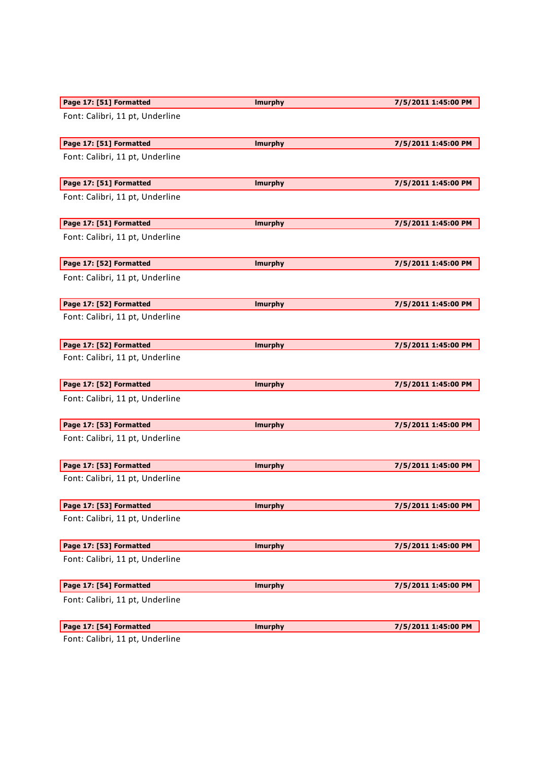| Page 17: [51] Formatted | lmurphy | 7/5/2011 1:45:00 PM |
|---|---|---|

Font: Calibri, 11 pt, Underline

| Page 17: [51] Formatted | lmurphy | 7/5/2011 1:45:00 PM |
|---|---|---|

Font: Calibri, 11 pt, Underline

| Page 17: [51] Formatted | lmurphy | 7/5/2011 1:45:00 PM |
|---|---|---|

Font: Calibri, 11 pt, Underline

| Page 17: [51] Formatted | lmurphy | 7/5/2011 1:45:00 PM |
|---|---|---|

Font: Calibri, 11 pt, Underline

| Page 17: [52] Formatted | lmurphy | 7/5/2011 1:45:00 PM |
|---|---|---|

Font: Calibri, 11 pt, Underline

| Page 17: [52] Formatted | lmurphy | 7/5/2011 1:45:00 PM |
|---|---|---|

Font: Calibri, 11 pt, Underline

| Page 17: [52] Formatted | lmurphy | 7/5/2011 1:45:00 PM |
|---|---|---|

Font: Calibri, 11 pt, Underline

| Page 17: [52] Formatted | lmurphy | 7/5/2011 1:45:00 PM |
|---|---|---|

Font: Calibri, 11 pt, Underline

| Page 17: [53] Formatted | lmurphy | 7/5/2011 1:45:00 PM |
|---|---|---|

Font: Calibri, 11 pt, Underline

| Page 17: [53] Formatted | lmurphy | 7/5/2011 1:45:00 PM |
|---|---|---|

Font: Calibri, 11 pt, Underline

| Page 17: [53] Formatted | lmurphy | 7/5/2011 1:45:00 PM |
|---|---|---|

Font: Calibri, 11 pt, Underline

| Page 17: [53] Formatted | lmurphy | 7/5/2011 1:45:00 PM |
|---|---|---|

Font: Calibri, 11 pt, Underline

| Page 17: [54] Formatted | lmurphy | 7/5/2011 1:45:00 PM |
|---|---|---|

Font: Calibri, 11 pt, Underline

| Page 17: [54] Formatted | lmurphy | 7/5/2011 1:45:00 PM |
|---|---|---|

Font: Calibri, 11 pt, Underline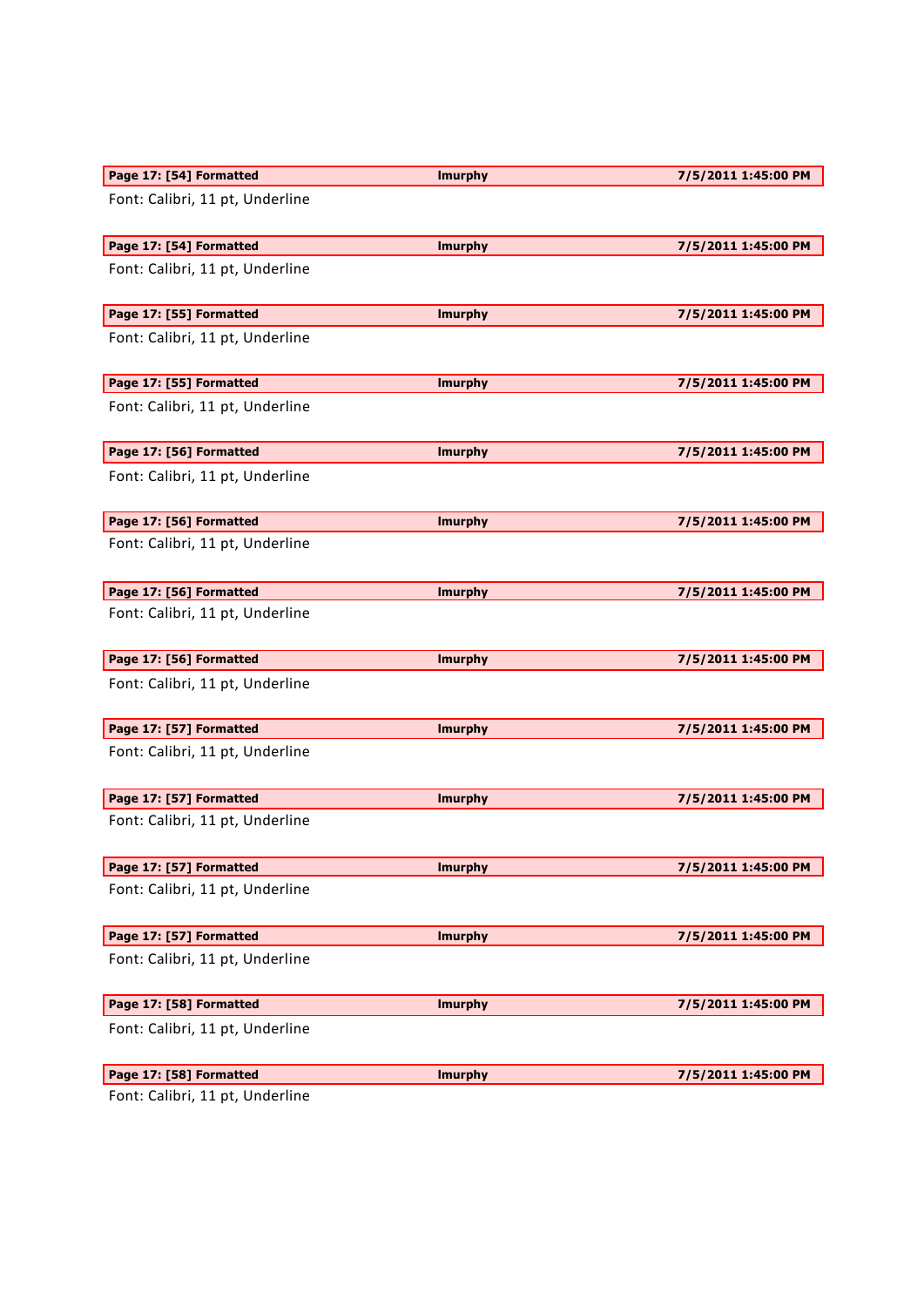| Page 17: [54] Formatted | lmurphy | 7/5/2011 1:45:00 PM |
|---|---|---|

Font: Calibri, 11 pt, Underline

| Page 17: [54] Formatted | lmurphy | 7/5/2011 1:45:00 PM |
|---|---|---|

Font: Calibri, 11 pt, Underline

| Page 17: [55] Formatted | lmurphy | 7/5/2011 1:45:00 PM |
|---|---|---|

Font: Calibri, 11 pt, Underline

| Page 17: [55] Formatted | lmurphy | 7/5/2011 1:45:00 PM |
|---|---|---|

Font: Calibri, 11 pt, Underline

| Page 17: [56] Formatted | lmurphy | 7/5/2011 1:45:00 PM |
|---|---|---|

Font: Calibri, 11 pt, Underline

| Page 17: [56] Formatted | lmurphy | 7/5/2011 1:45:00 PM |
|---|---|---|

Font: Calibri, 11 pt, Underline

| Page 17: [56] Formatted | lmurphy | 7/5/2011 1:45:00 PM |
|---|---|---|

Font: Calibri, 11 pt, Underline

| Page 17: [56] Formatted | lmurphy | 7/5/2011 1:45:00 PM |
|---|---|---|

Font: Calibri, 11 pt, Underline

| Page 17: [57] Formatted | lmurphy | 7/5/2011 1:45:00 PM |
|---|---|---|

Font: Calibri, 11 pt, Underline

| Page 17: [57] Formatted | lmurphy | 7/5/2011 1:45:00 PM |
|---|---|---|

Font: Calibri, 11 pt, Underline

| Page 17: [57] Formatted | lmurphy | 7/5/2011 1:45:00 PM |
|---|---|---|

Font: Calibri, 11 pt, Underline

| Page 17: [57] Formatted | lmurphy | 7/5/2011 1:45:00 PM |
|---|---|---|

Font: Calibri, 11 pt, Underline

| Page 17: [58] Formatted | lmurphy | 7/5/2011 1:45:00 PM |
|---|---|---|

Font: Calibri, 11 pt, Underline

| Page 17: [58] Formatted | lmurphy | 7/5/2011 1:45:00 PM |
|---|---|---|

Font: Calibri, 11 pt, Underline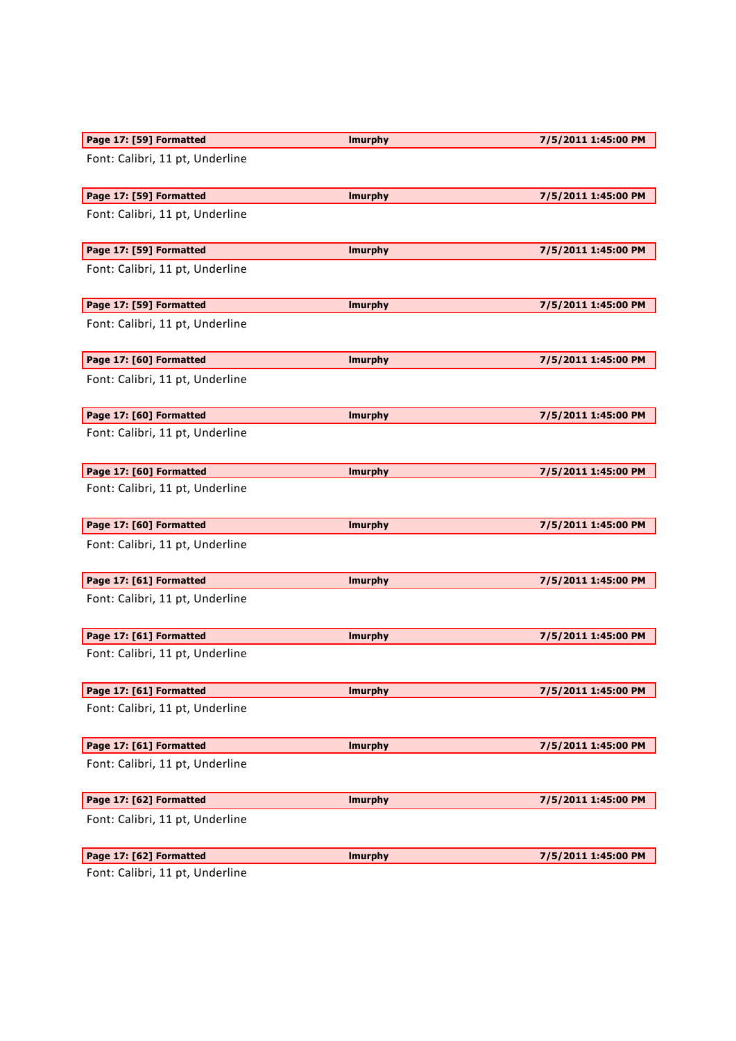| Page 17: [59] Formatted | lmurphy | 7/5/2011 1:45:00 PM |
|---|---|---|

Font: Calibri, 11 pt, Underline

| Page 17: [59] Formatted | lmurphy | 7/5/2011 1:45:00 PM |
|---|---|---|

Font: Calibri, 11 pt, Underline

| Page 17: [59] Formatted | lmurphy | 7/5/2011 1:45:00 PM |
|---|---|---|

Font: Calibri, 11 pt, Underline

| Page 17: [59] Formatted | lmurphy | 7/5/2011 1:45:00 PM |
|---|---|---|

Font: Calibri, 11 pt, Underline

| Page 17: [60] Formatted | lmurphy | 7/5/2011 1:45:00 PM |
|---|---|---|

Font: Calibri, 11 pt, Underline

| Page 17: [60] Formatted | lmurphy | 7/5/2011 1:45:00 PM |
|---|---|---|

Font: Calibri, 11 pt, Underline

| Page 17: [60] Formatted | lmurphy | 7/5/2011 1:45:00 PM |
|---|---|---|

Font: Calibri, 11 pt, Underline

| Page 17: [60] Formatted | lmurphy | 7/5/2011 1:45:00 PM |
|---|---|---|

Font: Calibri, 11 pt, Underline

| Page 17: [61] Formatted | lmurphy | 7/5/2011 1:45:00 PM |
|---|---|---|

Font: Calibri, 11 pt, Underline

| Page 17: [61] Formatted | lmurphy | 7/5/2011 1:45:00 PM |
|---|---|---|

Font: Calibri, 11 pt, Underline

| Page 17: [61] Formatted | lmurphy | 7/5/2011 1:45:00 PM |
|---|---|---|

Font: Calibri, 11 pt, Underline

| Page 17: [61] Formatted | lmurphy | 7/5/2011 1:45:00 PM |
|---|---|---|

Font: Calibri, 11 pt, Underline

| Page 17: [62] Formatted | lmurphy | 7/5/2011 1:45:00 PM |
|---|---|---|

Font: Calibri, 11 pt, Underline

| Page 17: [62] Formatted | lmurphy | 7/5/2011 1:45:00 PM |
|---|---|---|

Font: Calibri, 11 pt, Underline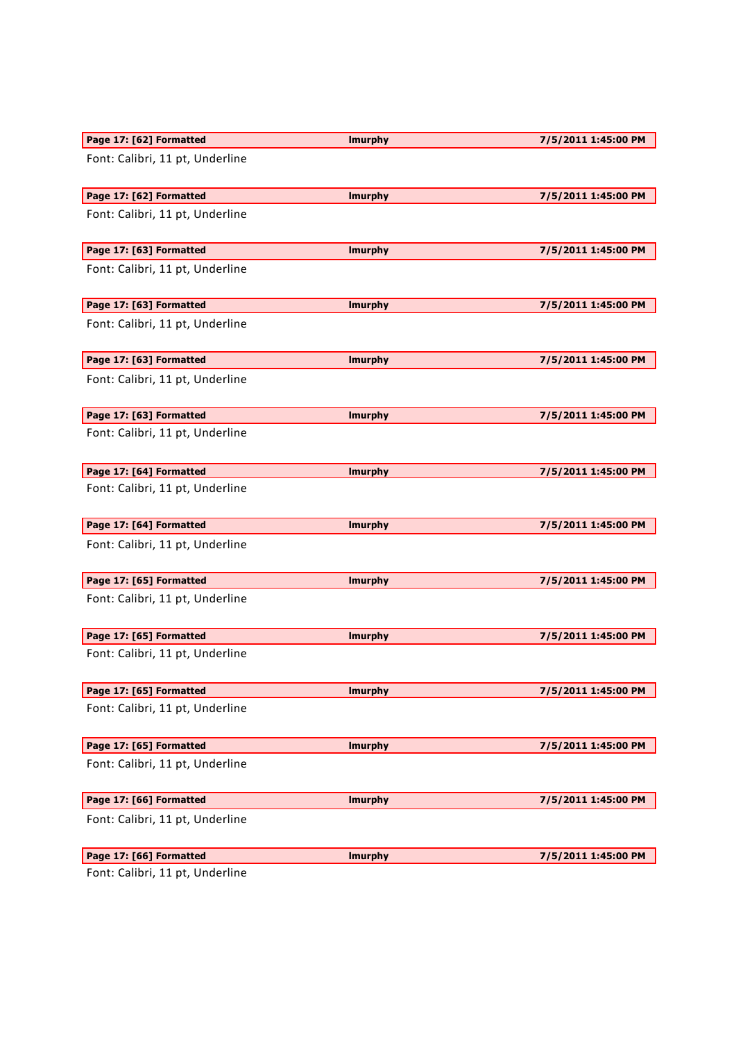| Page 17: [62] Formatted | lmurphy | 7/5/2011 1:45:00 PM |
|---|---|---|

Font: Calibri, 11 pt, Underline

| Page 17: [62] Formatted | lmurphy | 7/5/2011 1:45:00 PM |
|---|---|---|

Font: Calibri, 11 pt, Underline

| Page 17: [63] Formatted | lmurphy | 7/5/2011 1:45:00 PM |
|---|---|---|

Font: Calibri, 11 pt, Underline

| Page 17: [63] Formatted | lmurphy | 7/5/2011 1:45:00 PM |
|---|---|---|

Font: Calibri, 11 pt, Underline

| Page 17: [63] Formatted | lmurphy | 7/5/2011 1:45:00 PM |
|---|---|---|

Font: Calibri, 11 pt, Underline

| Page 17: [63] Formatted | lmurphy | 7/5/2011 1:45:00 PM |
|---|---|---|

Font: Calibri, 11 pt, Underline

| Page 17: [64] Formatted | lmurphy | 7/5/2011 1:45:00 PM |
|---|---|---|

Font: Calibri, 11 pt, Underline

| Page 17: [64] Formatted | lmurphy | 7/5/2011 1:45:00 PM |
|---|---|---|

Font: Calibri, 11 pt, Underline

| Page 17: [65] Formatted | lmurphy | 7/5/2011 1:45:00 PM |
|---|---|---|

Font: Calibri, 11 pt, Underline

| Page 17: [65] Formatted | lmurphy | 7/5/2011 1:45:00 PM |
|---|---|---|

Font: Calibri, 11 pt, Underline

| Page 17: [65] Formatted | lmurphy | 7/5/2011 1:45:00 PM |
|---|---|---|

Font: Calibri, 11 pt, Underline

| Page 17: [65] Formatted | lmurphy | 7/5/2011 1:45:00 PM |
|---|---|---|

Font: Calibri, 11 pt, Underline

| Page 17: [66] Formatted | lmurphy | 7/5/2011 1:45:00 PM |
|---|---|---|

Font: Calibri, 11 pt, Underline

| Page 17: [66] Formatted | lmurphy | 7/5/2011 1:45:00 PM |
|---|---|---|

Font: Calibri, 11 pt, Underline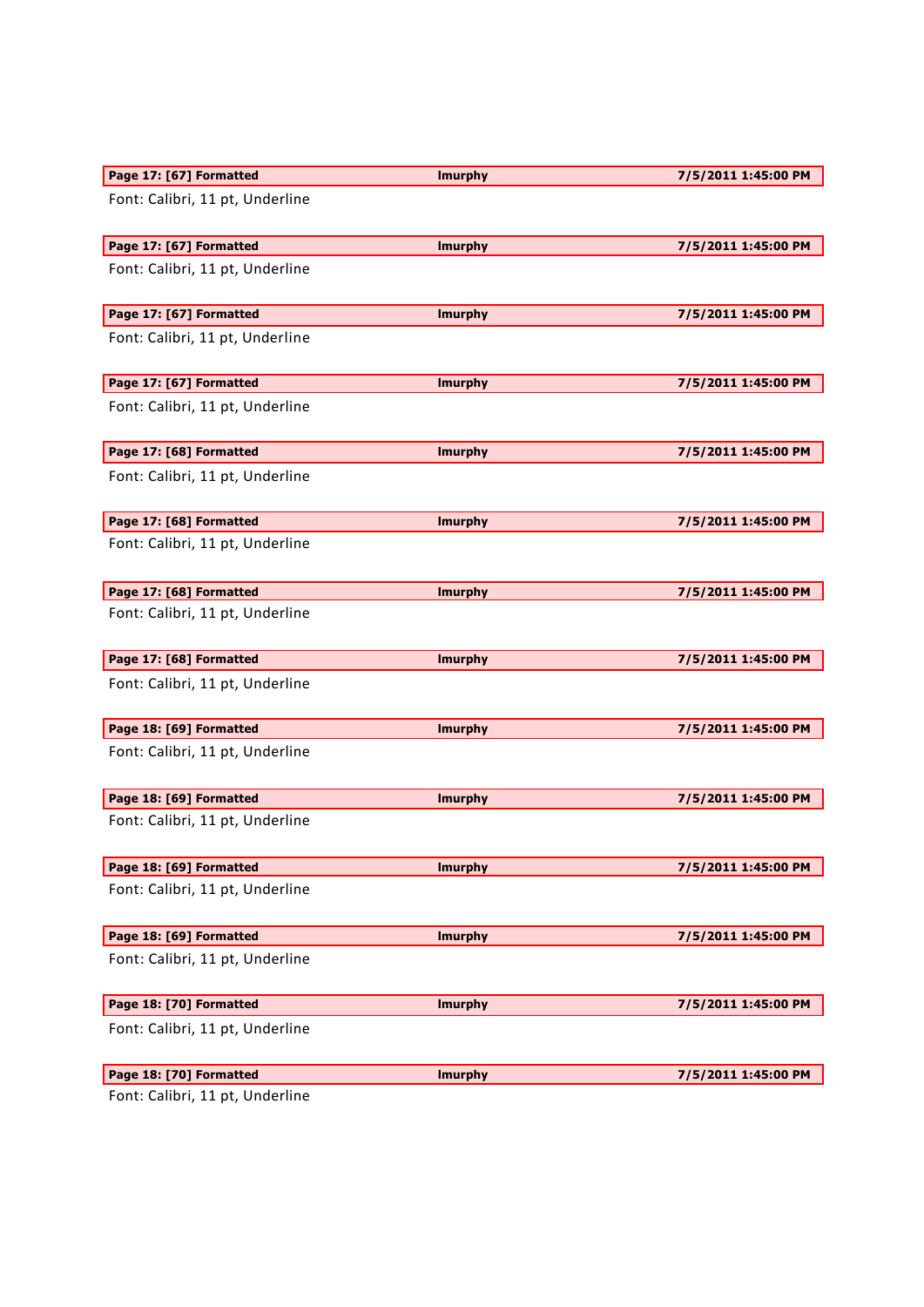| Page 17: [67] Formatted | lmurphy | 7/5/2011 1:45:00 PM |
|---|---|---|

Font: Calibri, 11 pt, Underline

| Page 17: [67] Formatted | lmurphy | 7/5/2011 1:45:00 PM |
|---|---|---|

Font: Calibri, 11 pt, Underline

| Page 17: [67] Formatted | lmurphy | 7/5/2011 1:45:00 PM |
|---|---|---|

Font: Calibri, 11 pt, Underline

| Page 17: [67] Formatted | lmurphy | 7/5/2011 1:45:00 PM |
|---|---|---|

Font: Calibri, 11 pt, Underline

| Page 17: [68] Formatted | lmurphy | 7/5/2011 1:45:00 PM |
|---|---|---|

Font: Calibri, 11 pt, Underline

| Page 17: [68] Formatted | lmurphy | 7/5/2011 1:45:00 PM |
|---|---|---|

Font: Calibri, 11 pt, Underline

| Page 17: [68] Formatted | lmurphy | 7/5/2011 1:45:00 PM |
|---|---|---|

Font: Calibri, 11 pt, Underline

| Page 17: [68] Formatted | lmurphy | 7/5/2011 1:45:00 PM |
|---|---|---|

Font: Calibri, 11 pt, Underline

| Page 18: [69] Formatted | lmurphy | 7/5/2011 1:45:00 PM |
|---|---|---|

Font: Calibri, 11 pt, Underline

| Page 18: [69] Formatted | lmurphy | 7/5/2011 1:45:00 PM |
|---|---|---|

Font: Calibri, 11 pt, Underline

| Page 18: [69] Formatted | lmurphy | 7/5/2011 1:45:00 PM |
|---|---|---|

Font: Calibri, 11 pt, Underline

| Page 18: [69] Formatted | lmurphy | 7/5/2011 1:45:00 PM |
|---|---|---|

Font: Calibri, 11 pt, Underline

| Page 18: [70] Formatted | lmurphy | 7/5/2011 1:45:00 PM |
|---|---|---|

Font: Calibri, 11 pt, Underline

| Page 18: [70] Formatted | lmurphy | 7/5/2011 1:45:00 PM |
|---|---|---|

Font: Calibri, 11 pt, Underline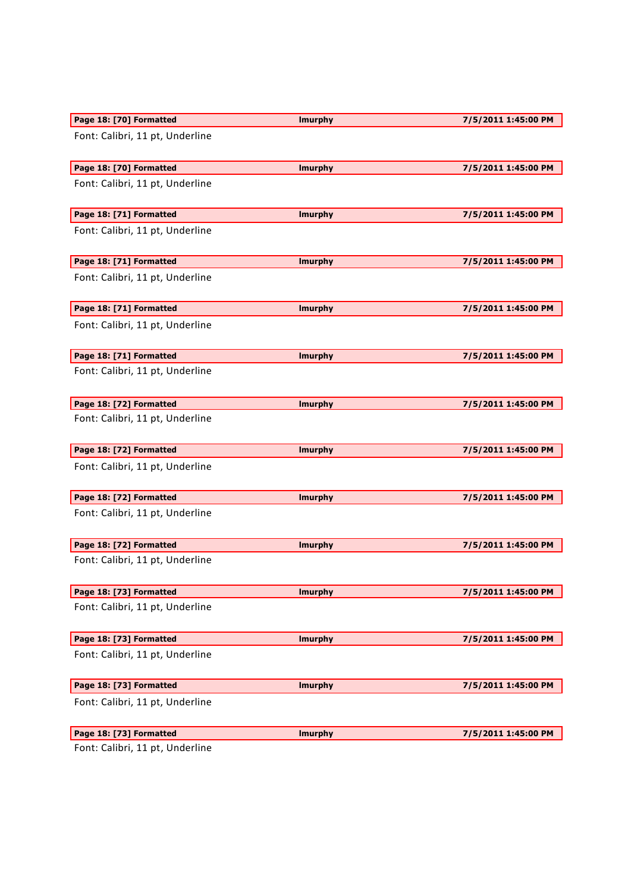| Page 18: [70] Formatted | lmurphy | 7/5/2011 1:45:00 PM |
|---|---|---|

Font: Calibri, 11 pt, Underline

| Page 18: [70] Formatted | lmurphy | 7/5/2011 1:45:00 PM |
|---|---|---|

Font: Calibri, 11 pt, Underline

| Page 18: [71] Formatted | lmurphy | 7/5/2011 1:45:00 PM |
|---|---|---|

Font: Calibri, 11 pt, Underline

| Page 18: [71] Formatted | lmurphy | 7/5/2011 1:45:00 PM |
|---|---|---|

Font: Calibri, 11 pt, Underline

| Page 18: [71] Formatted | lmurphy | 7/5/2011 1:45:00 PM |
|---|---|---|

Font: Calibri, 11 pt, Underline

| Page 18: [71] Formatted | lmurphy | 7/5/2011 1:45:00 PM |
|---|---|---|

Font: Calibri, 11 pt, Underline

| Page 18: [72] Formatted | lmurphy | 7/5/2011 1:45:00 PM |
|---|---|---|

Font: Calibri, 11 pt, Underline

| Page 18: [72] Formatted | lmurphy | 7/5/2011 1:45:00 PM |
|---|---|---|

Font: Calibri, 11 pt, Underline

| Page 18: [72] Formatted | lmurphy | 7/5/2011 1:45:00 PM |
|---|---|---|

Font: Calibri, 11 pt, Underline

| Page 18: [72] Formatted | lmurphy | 7/5/2011 1:45:00 PM |
|---|---|---|

Font: Calibri, 11 pt, Underline

| Page 18: [73] Formatted | lmurphy | 7/5/2011 1:45:00 PM |
|---|---|---|

Font: Calibri, 11 pt, Underline

| Page 18: [73] Formatted | lmurphy | 7/5/2011 1:45:00 PM |
|---|---|---|

Font: Calibri, 11 pt, Underline

| Page 18: [73] Formatted | lmurphy | 7/5/2011 1:45:00 PM |
|---|---|---|

Font: Calibri, 11 pt, Underline

| Page 18: [73] Formatted | lmurphy | 7/5/2011 1:45:00 PM |
|---|---|---|

Font: Calibri, 11 pt, Underline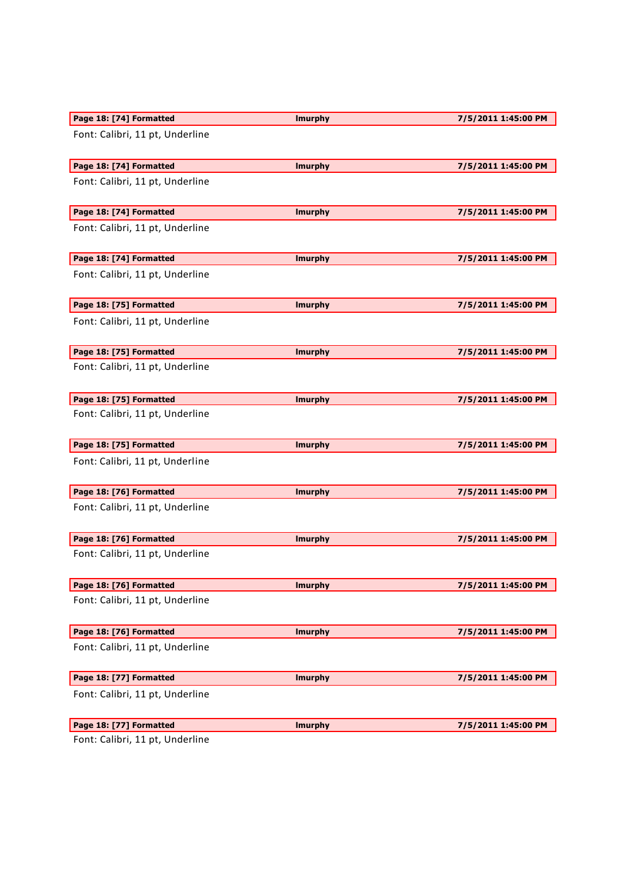| Page 18: [74] Formatted | lmurphy | 7/5/2011 1:45:00 PM |
|---|---|---|

Font: Calibri, 11 pt, Underline

| Page 18: [74] Formatted | lmurphy | 7/5/2011 1:45:00 PM |
|---|---|---|

Font: Calibri, 11 pt, Underline

| Page 18: [74] Formatted | lmurphy | 7/5/2011 1:45:00 PM |
|---|---|---|

Font: Calibri, 11 pt, Underline

| Page 18: [74] Formatted | lmurphy | 7/5/2011 1:45:00 PM |
|---|---|---|

Font: Calibri, 11 pt, Underline

| Page 18: [75] Formatted | lmurphy | 7/5/2011 1:45:00 PM |
|---|---|---|

Font: Calibri, 11 pt, Underline

| Page 18: [75] Formatted | lmurphy | 7/5/2011 1:45:00 PM |
|---|---|---|

Font: Calibri, 11 pt, Underline

| Page 18: [75] Formatted | lmurphy | 7/5/2011 1:45:00 PM |
|---|---|---|

Font: Calibri, 11 pt, Underline

| Page 18: [75] Formatted | lmurphy | 7/5/2011 1:45:00 PM |
|---|---|---|

Font: Calibri, 11 pt, Underline

| Page 18: [76] Formatted | lmurphy | 7/5/2011 1:45:00 PM |
|---|---|---|

Font: Calibri, 11 pt, Underline

| Page 18: [76] Formatted | lmurphy | 7/5/2011 1:45:00 PM |
|---|---|---|

Font: Calibri, 11 pt, Underline

| Page 18: [76] Formatted | lmurphy | 7/5/2011 1:45:00 PM |
|---|---|---|

Font: Calibri, 11 pt, Underline

| Page 18: [76] Formatted | lmurphy | 7/5/2011 1:45:00 PM |
|---|---|---|

Font: Calibri, 11 pt, Underline

| Page 18: [77] Formatted | lmurphy | 7/5/2011 1:45:00 PM |
|---|---|---|

Font: Calibri, 11 pt, Underline

| Page 18: [77] Formatted | lmurphy | 7/5/2011 1:45:00 PM |
|---|---|---|

Font: Calibri, 11 pt, Underline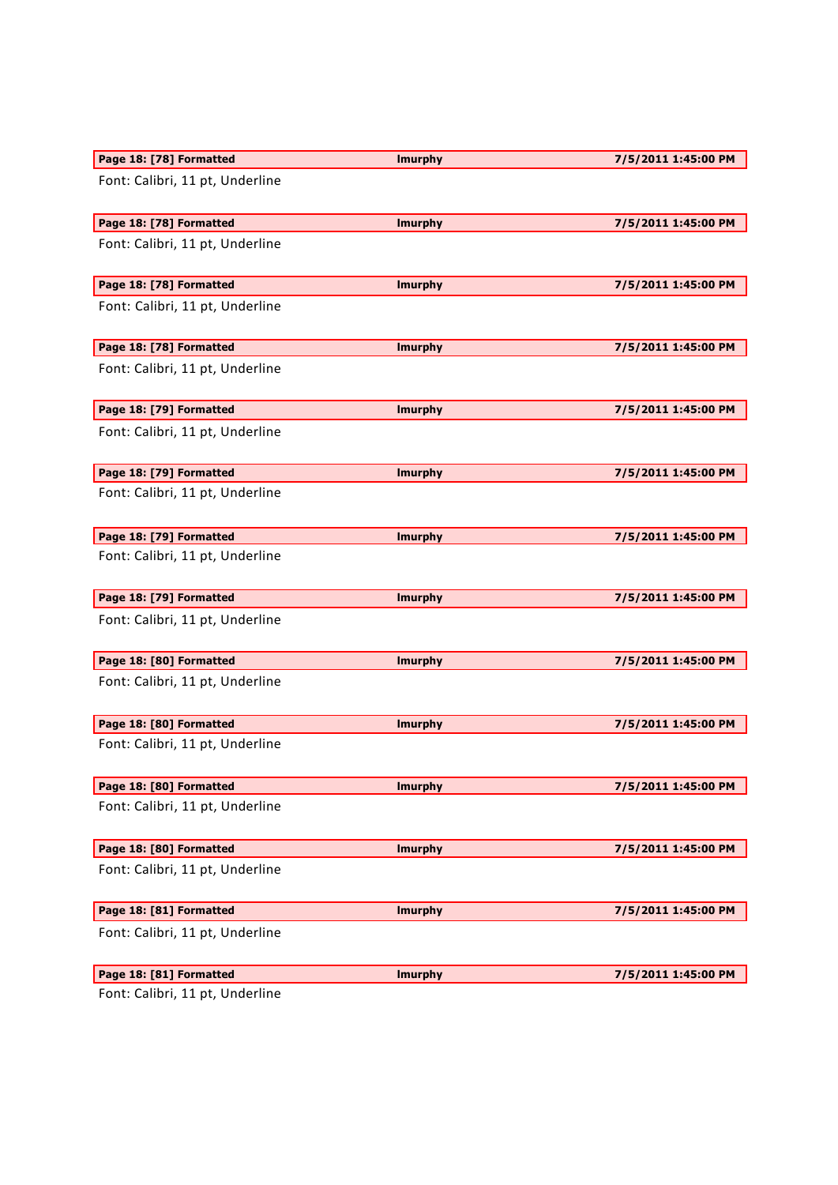| Page 18: [78] Formatted | lmurphy | 7/5/2011 1:45:00 PM |
|---|---|---|

Font: Calibri, 11 pt, Underline

| Page 18: [78] Formatted | lmurphy | 7/5/2011 1:45:00 PM |
|---|---|---|

Font: Calibri, 11 pt, Underline

| Page 18: [78] Formatted | lmurphy | 7/5/2011 1:45:00 PM |
|---|---|---|

Font: Calibri, 11 pt, Underline

| Page 18: [78] Formatted | lmurphy | 7/5/2011 1:45:00 PM |
|---|---|---|

Font: Calibri, 11 pt, Underline

| Page 18: [79] Formatted | lmurphy | 7/5/2011 1:45:00 PM |
|---|---|---|

Font: Calibri, 11 pt, Underline

| Page 18: [79] Formatted | lmurphy | 7/5/2011 1:45:00 PM |
|---|---|---|

Font: Calibri, 11 pt, Underline

| Page 18: [79] Formatted | lmurphy | 7/5/2011 1:45:00 PM |
|---|---|---|

Font: Calibri, 11 pt, Underline

| Page 18: [79] Formatted | lmurphy | 7/5/2011 1:45:00 PM |
|---|---|---|

Font: Calibri, 11 pt, Underline

| Page 18: [80] Formatted | lmurphy | 7/5/2011 1:45:00 PM |
|---|---|---|

Font: Calibri, 11 pt, Underline

| Page 18: [80] Formatted | lmurphy | 7/5/2011 1:45:00 PM |
|---|---|---|

Font: Calibri, 11 pt, Underline

| Page 18: [80] Formatted | lmurphy | 7/5/2011 1:45:00 PM |
|---|---|---|

Font: Calibri, 11 pt, Underline

| Page 18: [80] Formatted | lmurphy | 7/5/2011 1:45:00 PM |
|---|---|---|

Font: Calibri, 11 pt, Underline

| Page 18: [81] Formatted | lmurphy | 7/5/2011 1:45:00 PM |
|---|---|---|

Font: Calibri, 11 pt, Underline

| Page 18: [81] Formatted | lmurphy | 7/5/2011 1:45:00 PM |
|---|---|---|

Font: Calibri, 11 pt, Underline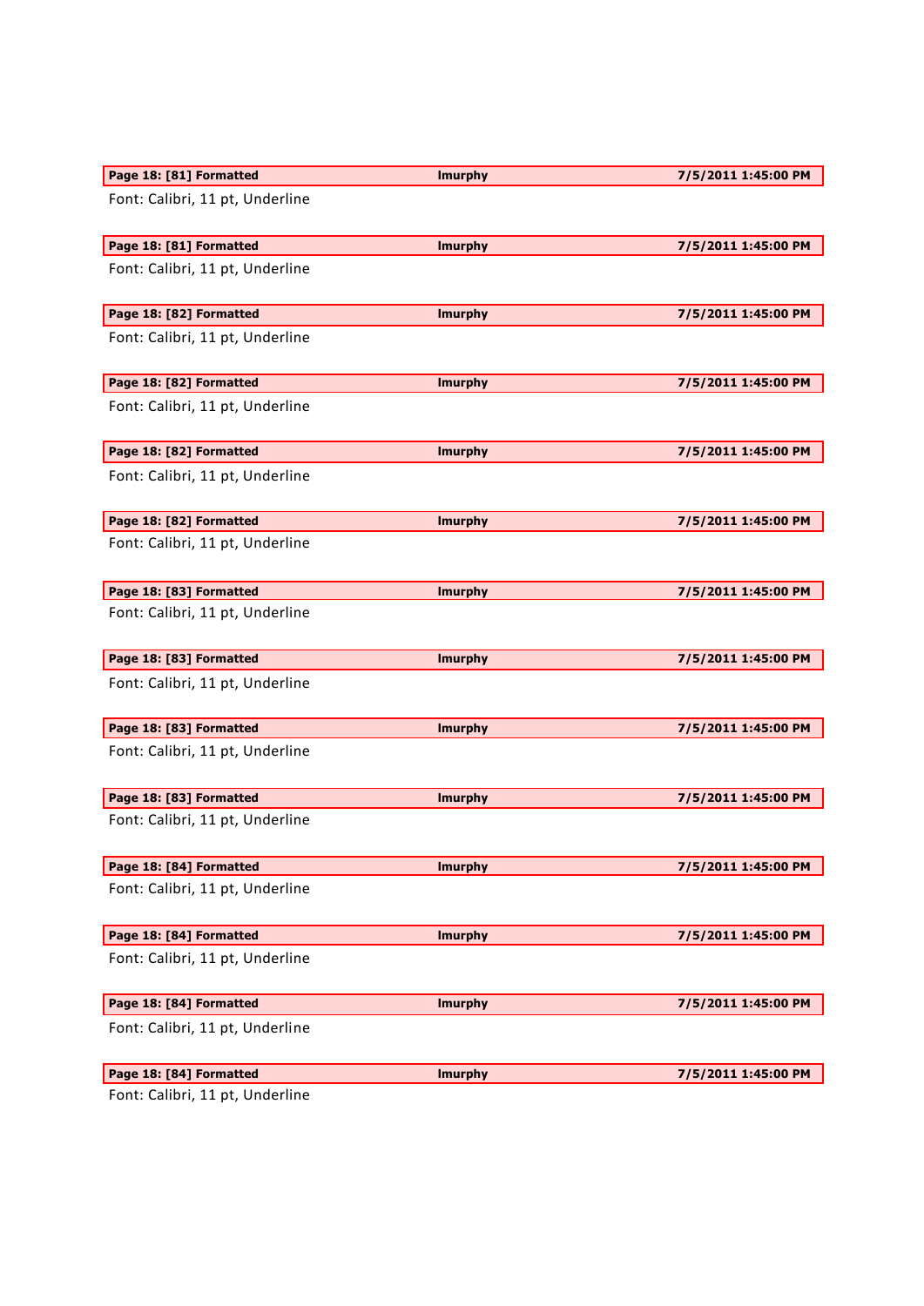| Page 18: [81] Formatted | lmurphy | 7/5/2011 1:45:00 PM |
|---|---|---|

Font: Calibri, 11 pt, Underline

| Page 18: [81] Formatted | lmurphy | 7/5/2011 1:45:00 PM |
|---|---|---|

Font: Calibri, 11 pt, Underline

| Page 18: [82] Formatted | lmurphy | 7/5/2011 1:45:00 PM |
|---|---|---|

Font: Calibri, 11 pt, Underline

| Page 18: [82] Formatted | lmurphy | 7/5/2011 1:45:00 PM |
|---|---|---|

Font: Calibri, 11 pt, Underline

| Page 18: [82] Formatted | lmurphy | 7/5/2011 1:45:00 PM |
|---|---|---|

Font: Calibri, 11 pt, Underline

| Page 18: [82] Formatted | lmurphy | 7/5/2011 1:45:00 PM |
|---|---|---|

Font: Calibri, 11 pt, Underline

| Page 18: [83] Formatted | lmurphy | 7/5/2011 1:45:00 PM |
|---|---|---|

Font: Calibri, 11 pt, Underline

| Page 18: [83] Formatted | lmurphy | 7/5/2011 1:45:00 PM |
|---|---|---|

Font: Calibri, 11 pt, Underline

| Page 18: [83] Formatted | lmurphy | 7/5/2011 1:45:00 PM |
|---|---|---|

Font: Calibri, 11 pt, Underline

| Page 18: [83] Formatted | lmurphy | 7/5/2011 1:45:00 PM |
|---|---|---|

Font: Calibri, 11 pt, Underline

| Page 18: [84] Formatted | lmurphy | 7/5/2011 1:45:00 PM |
|---|---|---|

Font: Calibri, 11 pt, Underline

| Page 18: [84] Formatted | lmurphy | 7/5/2011 1:45:00 PM |
|---|---|---|

Font: Calibri, 11 pt, Underline

| Page 18: [84] Formatted | lmurphy | 7/5/2011 1:45:00 PM |
|---|---|---|

Font: Calibri, 11 pt, Underline

| Page 18: [84] Formatted | lmurphy | 7/5/2011 1:45:00 PM |
|---|---|---|

Font: Calibri, 11 pt, Underline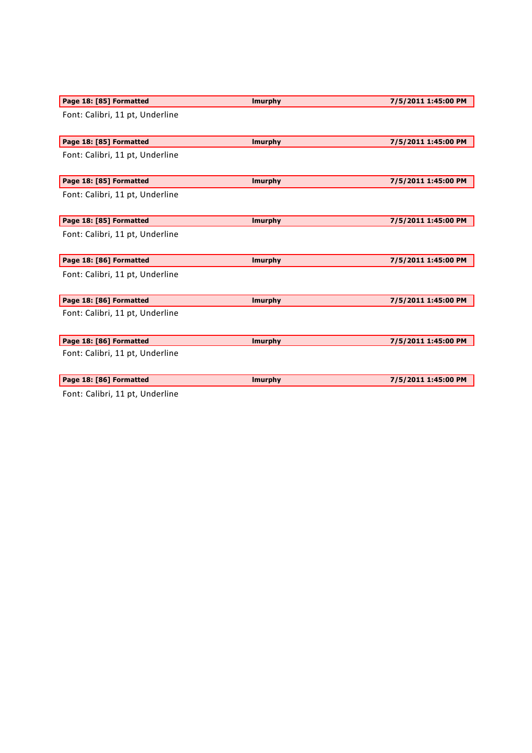| | | |
|---|---|---|
| **Page 18: [85] Formatted** | **lmurphy** | **7/5/2011 1:45:00 PM** |

Font: Calibri, 11 pt, Underline

| | | |
|---|---|---|
| **Page 18: [85] Formatted** | **lmurphy** | **7/5/2011 1:45:00 PM** |

Font: Calibri, 11 pt, Underline

| | | |
|---|---|---|
| **Page 18: [85] Formatted** | **lmurphy** | **7/5/2011 1:45:00 PM** |

Font: Calibri, 11 pt, Underline

| | | |
|---|---|---|
| **Page 18: [85] Formatted** | **lmurphy** | **7/5/2011 1:45:00 PM** |

Font: Calibri, 11 pt, Underline

| | | |
|---|---|---|
| **Page 18: [86] Formatted** | **lmurphy** | **7/5/2011 1:45:00 PM** |

Font: Calibri, 11 pt, Underline

| | | |
|---|---|---|
| **Page 18: [86] Formatted** | **lmurphy** | **7/5/2011 1:45:00 PM** |

Font: Calibri, 11 pt, Underline

| | | |
|---|---|---|
| **Page 18: [86] Formatted** | **lmurphy** | **7/5/2011 1:45:00 PM** |

Font: Calibri, 11 pt, Underline

| | | |
|---|---|---|
| **Page 18: [86] Formatted** | **lmurphy** | **7/5/2011 1:45:00 PM** |

Font: Calibri, 11 pt, Underline